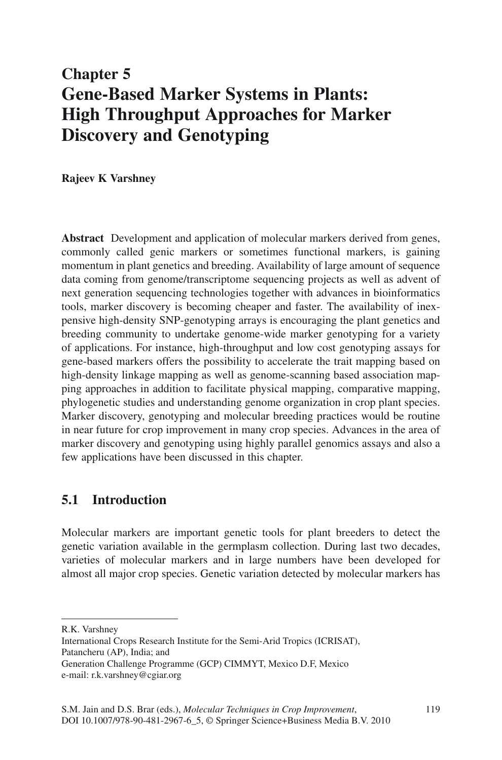# Chapter 5
# Gene-Based Marker Systems in Plants: High Throughput Approaches for Marker Discovery and Genotyping

**Rajeev K Varshney**

**Abstract** Development and application of molecular markers derived from genes, commonly called genic markers or sometimes functional markers, is gaining momentum in plant genetics and breeding. Availability of large amount of sequence data coming from genome/transcriptome sequencing projects as well as advent of next generation sequencing technologies together with advances in bioinformatics tools, marker discovery is becoming cheaper and faster. The availability of inexpensive high-density SNP-genotyping arrays is encouraging the plant genetics and breeding community to undertake genome-wide marker genotyping for a variety of applications. For instance, high-throughput and low cost genotyping assays for gene-based markers offers the possibility to accelerate the trait mapping based on high-density linkage mapping as well as genome-scanning based association mapping approaches in addition to facilitate physical mapping, comparative mapping, phylogenetic studies and understanding genome organization in crop plant species. Marker discovery, genotyping and molecular breeding practices would be routine in near future for crop improvement in many crop species. Advances in the area of marker discovery and genotyping using highly parallel genomics assays and also a few applications have been discussed in this chapter.

## 5.1 Introduction

Molecular markers are important genetic tools for plant breeders to detect the genetic variation available in the germplasm collection. During last two decades, varieties of molecular markers and in large numbers have been developed for almost all major crop species. Genetic variation detected by molecular markers has

---

R.K. Varshney
International Crops Research Institute for the Semi-Arid Tropics (ICRISAT), Patancheru (AP), India; and
Generation Challenge Programme (GCP) CIMMYT, Mexico D.F, Mexico
e-mail: r.k.varshney@cgiar.org

S.M. Jain and D.S. Brar (eds.), *Molecular Techniques in Crop Improvement*, DOI 10.1007/978-90-481-2967-6_5, © Springer Science+Business Media B.V. 2010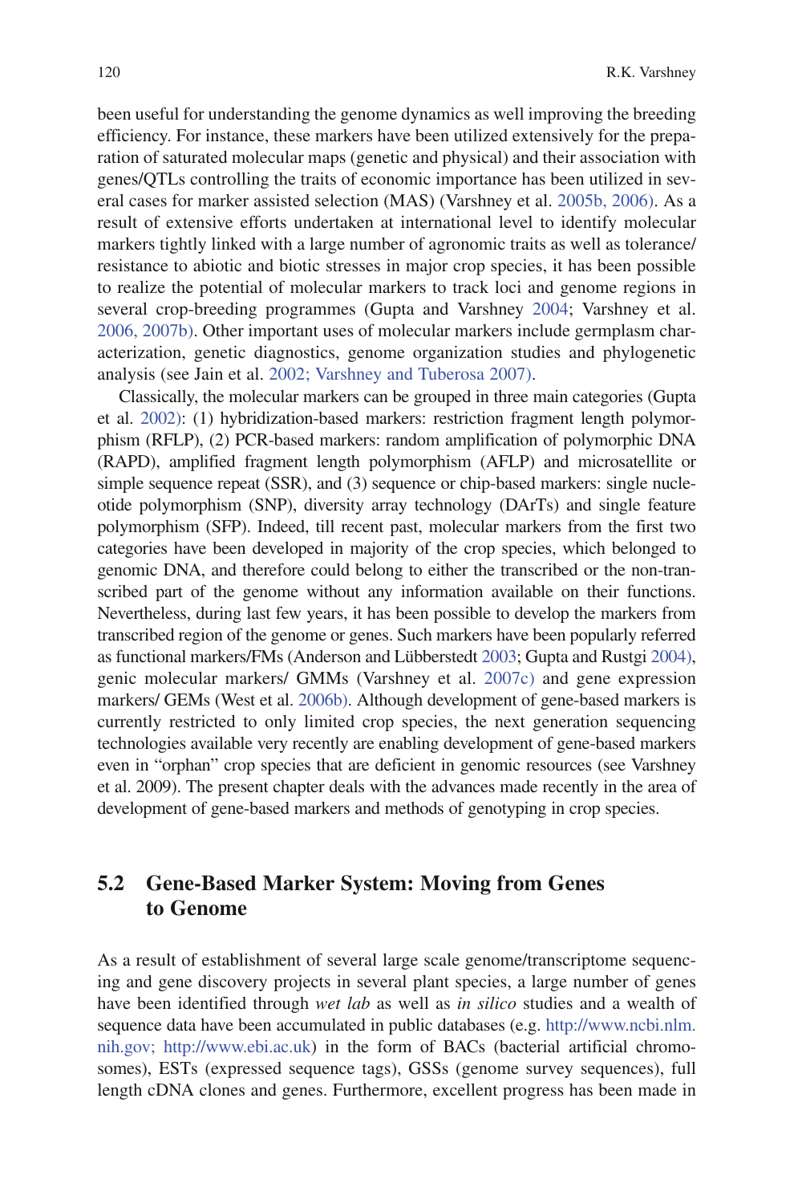been useful for understanding the genome dynamics as well improving the breeding efficiency. For instance, these markers have been utilized extensively for the preparation of saturated molecular maps (genetic and physical) and their association with genes/QTLs controlling the traits of economic importance has been utilized in several cases for marker assisted selection (MAS) (Varshney et al. 2005b, 2006). As a result of extensive efforts undertaken at international level to identify molecular markers tightly linked with a large number of agronomic traits as well as tolerance/resistance to abiotic and biotic stresses in major crop species, it has been possible to realize the potential of molecular markers to track loci and genome regions in several crop-breeding programmes (Gupta and Varshney 2004; Varshney et al. 2006, 2007b). Other important uses of molecular markers include germplasm characterization, genetic diagnostics, genome organization studies and phylogenetic analysis (see Jain et al. 2002; Varshney and Tuberosa 2007).

Classically, the molecular markers can be grouped in three main categories (Gupta et al. 2002): (1) hybridization-based markers: restriction fragment length polymorphism (RFLP), (2) PCR-based markers: random amplification of polymorphic DNA (RAPD), amplified fragment length polymorphism (AFLP) and microsatellite or simple sequence repeat (SSR), and (3) sequence or chip-based markers: single nucleotide polymorphism (SNP), diversity array technology (DArTs) and single feature polymorphism (SFP). Indeed, till recent past, molecular markers from the first two categories have been developed in majority of the crop species, which belonged to genomic DNA, and therefore could belong to either the transcribed or the non-transcribed part of the genome without any information available on their functions. Nevertheless, during last few years, it has been possible to develop the markers from transcribed region of the genome or genes. Such markers have been popularly referred as functional markers/FMs (Anderson and Lübberstedt 2003; Gupta and Rustgi 2004), genic molecular markers/ GMMs (Varshney et al. 2007c) and gene expression markers/ GEMs (West et al. 2006b). Although development of gene-based markers is currently restricted to only limited crop species, the next generation sequencing technologies available very recently are enabling development of gene-based markers even in "orphan" crop species that are deficient in genomic resources (see Varshney et al. 2009). The present chapter deals with the advances made recently in the area of development of gene-based markers and methods of genotyping in crop species.

## 5.2 Gene-Based Marker System: Moving from Genes to Genome

As a result of establishment of several large scale genome/transcriptome sequencing and gene discovery projects in several plant species, a large number of genes have been identified through *wet lab* as well as *in silico* studies and a wealth of sequence data have been accumulated in public databases (e.g. http://www.ncbi.nlm.nih.gov; http://www.ebi.ac.uk) in the form of BACs (bacterial artificial chromosomes), ESTs (expressed sequence tags), GSSs (genome survey sequences), full length cDNA clones and genes. Furthermore, excellent progress has been made in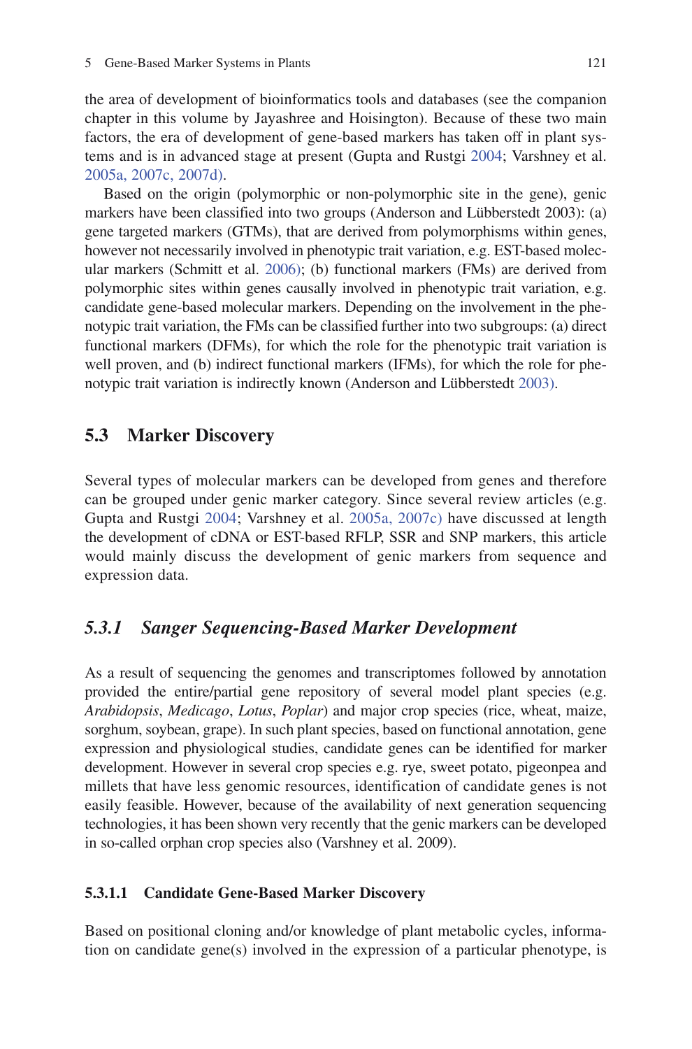the area of development of bioinformatics tools and databases (see the companion chapter in this volume by Jayashree and Hoisington). Because of these two main factors, the era of development of gene-based markers has taken off in plant systems and is in advanced stage at present (Gupta and Rustgi 2004; Varshney et al. 2005a, 2007c, 2007d).

Based on the origin (polymorphic or non-polymorphic site in the gene), genic markers have been classified into two groups (Anderson and Lübberstedt 2003): (a) gene targeted markers (GTMs), that are derived from polymorphisms within genes, however not necessarily involved in phenotypic trait variation, e.g. EST-based molecular markers (Schmitt et al. 2006); (b) functional markers (FMs) are derived from polymorphic sites within genes causally involved in phenotypic trait variation, e.g. candidate gene-based molecular markers. Depending on the involvement in the phenotypic trait variation, the FMs can be classified further into two subgroups: (a) direct functional markers (DFMs), for which the role for the phenotypic trait variation is well proven, and (b) indirect functional markers (IFMs), for which the role for phenotypic trait variation is indirectly known (Anderson and Lübberstedt 2003).

## 5.3 Marker Discovery

Several types of molecular markers can be developed from genes and therefore can be grouped under genic marker category. Since several review articles (e.g. Gupta and Rustgi 2004; Varshney et al. 2005a, 2007c) have discussed at length the development of cDNA or EST-based RFLP, SSR and SNP markers, this article would mainly discuss the development of genic markers from sequence and expression data.

### *5.3.1 Sanger Sequencing-Based Marker Development*

As a result of sequencing the genomes and transcriptomes followed by annotation provided the entire/partial gene repository of several model plant species (e.g. *Arabidopsis*, *Medicago*, *Lotus*, *Poplar*) and major crop species (rice, wheat, maize, sorghum, soybean, grape). In such plant species, based on functional annotation, gene expression and physiological studies, candidate genes can be identified for marker development. However in several crop species e.g. rye, sweet potato, pigeonpea and millets that have less genomic resources, identification of candidate genes is not easily feasible. However, because of the availability of next generation sequencing technologies, it has been shown very recently that the genic markers can be developed in so-called orphan crop species also (Varshney et al. 2009).

#### 5.3.1.1 Candidate Gene-Based Marker Discovery

Based on positional cloning and/or knowledge of plant metabolic cycles, information on candidate gene(s) involved in the expression of a particular phenotype, is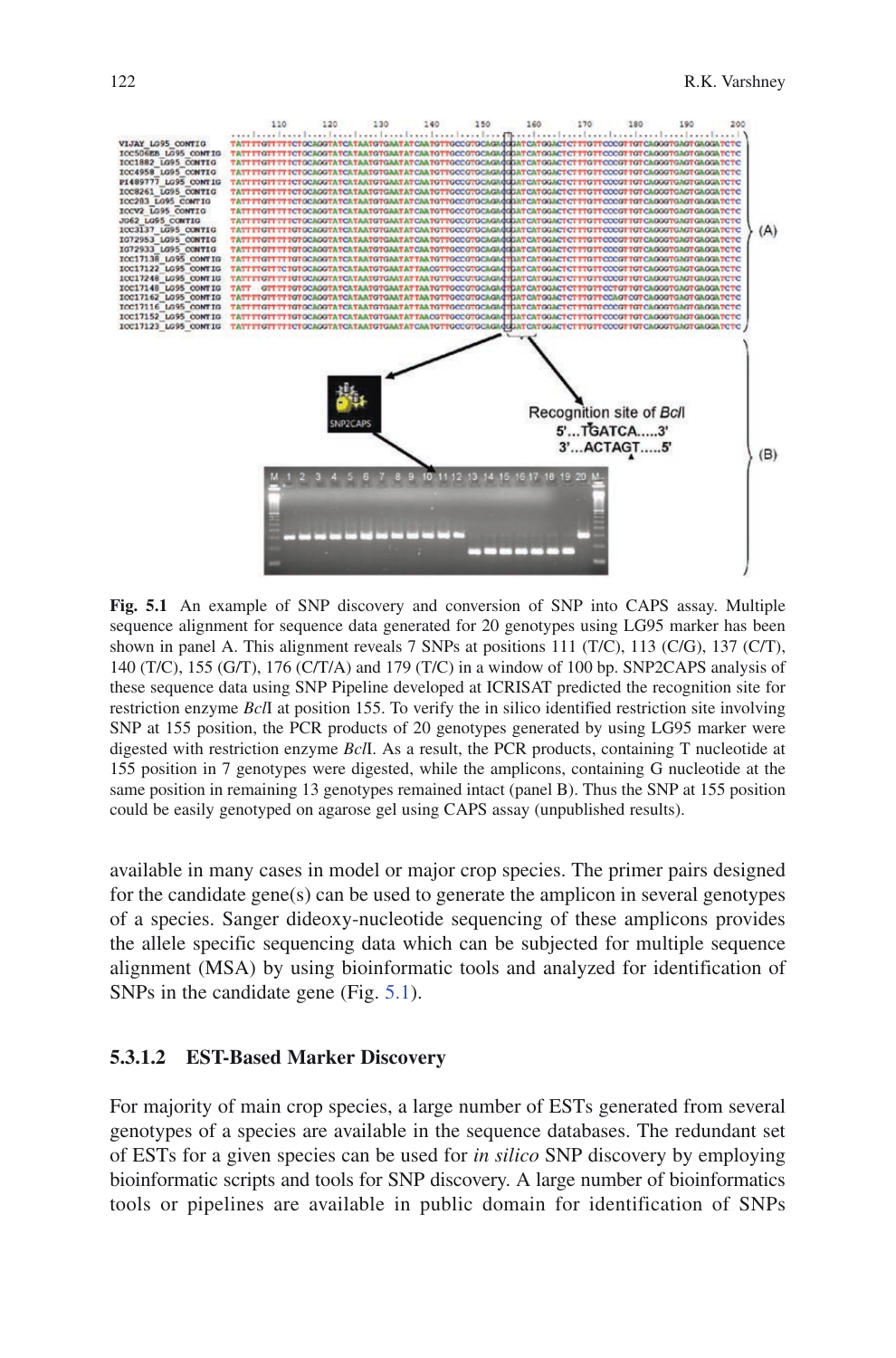**Fig. 5.1** An example of SNP discovery and conversion of SNP into CAPS assay. Multiple sequence alignment for sequence data generated for 20 genotypes using LG95 marker has been shown in panel A. This alignment reveals 7 SNPs at positions 111 (T/C), 113 (C/G), 137 (C/T), 140 (T/C), 155 (G/T), 176 (C/T/A) and 179 (T/C) in a window of 100 bp. SNP2CAPS analysis of these sequence data using SNP Pipeline developed at ICRISAT predicted the recognition site for restriction enzyme *Bcl*I at position 155. To verify the in silico identified restriction site involving SNP at 155 position, the PCR products of 20 genotypes generated by using LG95 marker were digested with restriction enzyme *Bcl*I. As a result, the PCR products, containing T nucleotide at 155 position in 7 genotypes were digested, while the amplicons, containing G nucleotide at the same position in remaining 13 genotypes remained intact (panel B). Thus the SNP at 155 position could be easily genotyped on agarose gel using CAPS assay (unpublished results).

available in many cases in model or major crop species. The primer pairs designed for the candidate gene(s) can be used to generate the amplicon in several genotypes of a species. Sanger dideoxy-nucleotide sequencing of these amplicons provides the allele specific sequencing data which can be subjected for multiple sequence alignment (MSA) by using bioinformatic tools and analyzed for identification of SNPs in the candidate gene (Fig. 5.1).

#### 5.3.1.2 EST-Based Marker Discovery

For majority of main crop species, a large number of ESTs generated from several genotypes of a species are available in the sequence databases. The redundant set of ESTs for a given species can be used for *in silico* SNP discovery by employing bioinformatic scripts and tools for SNP discovery. A large number of bioinformatics tools or pipelines are available in public domain for identification of SNPs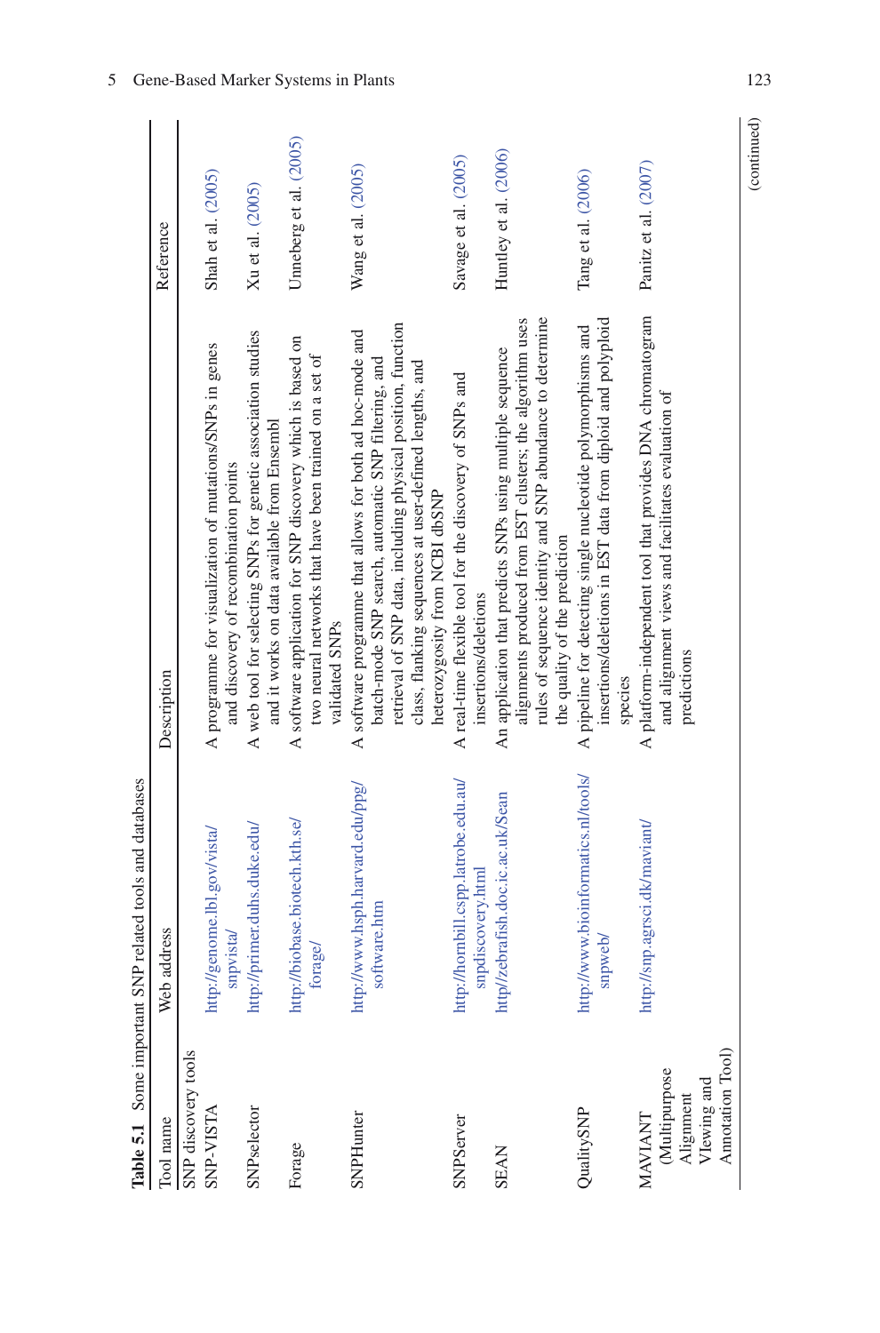**Table 5.1** Some important SNP related tools and databases

| Tool name | Web address | Description | Reference |
|---|---|---|---|
| SNP discovery tools | | | |
| SNP-VISTA | http://genome.lbl.gov/vista/snpvista/ | A programme for visualization of mutations/SNPs in genes and discovery of recombination points | Shah et al. (2005) |
| SNPselector | http://primer.duhs.duke.edu/ | A web tool for selecting SNPs for genetic association studies and it works on data available from Ensembl | Xu et al. (2005) |
| Forage | http://biobase.biotech.kth.se/forage/ | A software application for SNP discovery which is based on two neural networks that have been trained on a set of validated SNPs | Unneberg et al. (2005) |
| SNPHunter | http://www.hsph.harvard.edu/ppg/software.htm | A software programme that allows for both ad hoc-mode and batch-mode SNP search, automatic SNP filtering, and retrieval of SNP data, including physical position, function class, flanking sequences at user-defined lengths, and heterozygosity from NCBI dbSNP | Wang et al. (2005) |
| SNPServer | http://hornbill.cspp.latrobe.edu.au/snpdiscovery.html | A real-time flexible tool for the discovery of SNPs and insertions/deletions | Savage et al. (2005) |
| SEAN | http//zebrafish.doc.ic.ac.uk/Sean | An application that predicts SNPs using multiple sequence alignments produced from EST clusters; the algorithm uses rules of sequence identity and SNP abundance to determine the quality of the prediction | Huntley et al. (2006) |
| QualitySNP | http://www.bioinformatics.nl/tools/snpweb/ | A pipeline for detecting single nucleotide polymorphisms and insertions/deletions in EST data from diploid and polyploid species | Tang et al. (2006) |
| MAVIANT (Multipurpose Alignment VIewing and Annotation Tool) | http://snp.agrsci.dk/maviant/ | A platform-independent tool that provides DNA chromatogram and alignment views and facilitates evaluation of predictions | Panitz et al. (2007) |

(continued)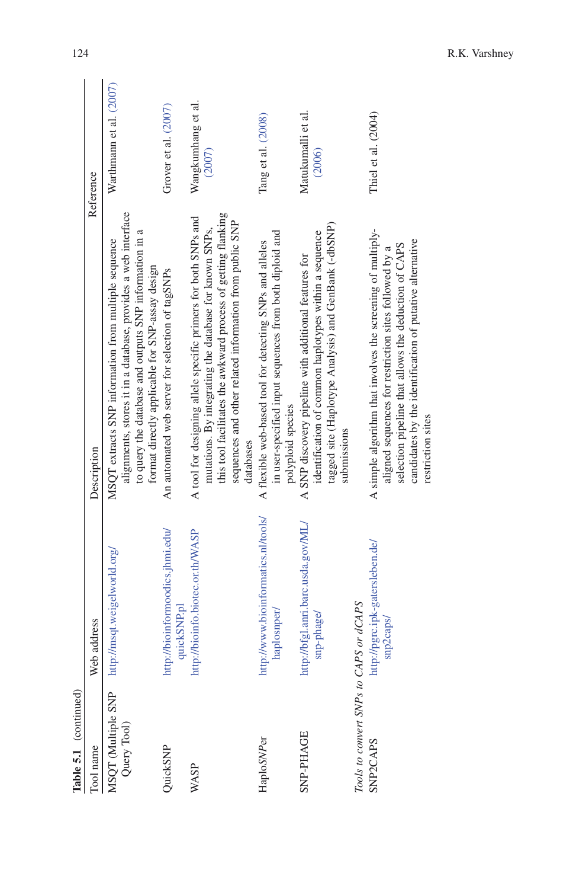**Table 5.1** (continued)

| Tool name | Web address | Description | Reference |
|---|---|---|---|
| MSQT (Multiple SNP Query Tool) | http://msqt.weigelworld.org/ | MSQT extracts SNP information from multiple sequence alignments, stores it in a database, provides a web interface to query the database and outputs SNP information in a format directly applicable for SNP-assay design | Warthmann et al. (2007) |
| QuickSNP | http://bioinformoodics.jhmi.edu/quickSNP.pl | An automated web server for selection of tagSNPs | Grover et al. (2007) |
| WASP | http://bioinfo.biotec.or.th/WASP | A tool for designing allele specific primers for both SNPs and mutations. By integrating the database for known SNPs, this tool facilitates the awkward process of getting flanking sequences and other related information from public SNP databases | Wangkumhang et al. (2007) |
| Haplo*SNPer* | http://www.bioinformatics.nl/tools/haplosnper/ | A flexible web-based tool for detecting SNPs and alleles in user-specified input sequences from both diploid and polyploid species | Tang et al. (2008) |
| SNP-PHAGE | http://bfgl.anri.barc.usda.gov/ML/snp-phage/ | A SNP discovery pipeline with additional features for identification of common haplotypes within a sequence tagged site (Haplotype Analysis) and GenBank (-dbSNP) submissions | Matukumalli et al. (2006) |
| *Tools to convert SNPs to CAPS or dCAPS* | | | |
| SNP2CAPS | http://pgrc.ipk-gatersleben.de/snp2caps/ | A simple algorithm that involves the screening of multiply-aligned sequences for restriction sites followed by a selection pipeline that allows the deduction of CAPS candidates by the identification of putative alternative restriction sites | Thiel et al. (2004) |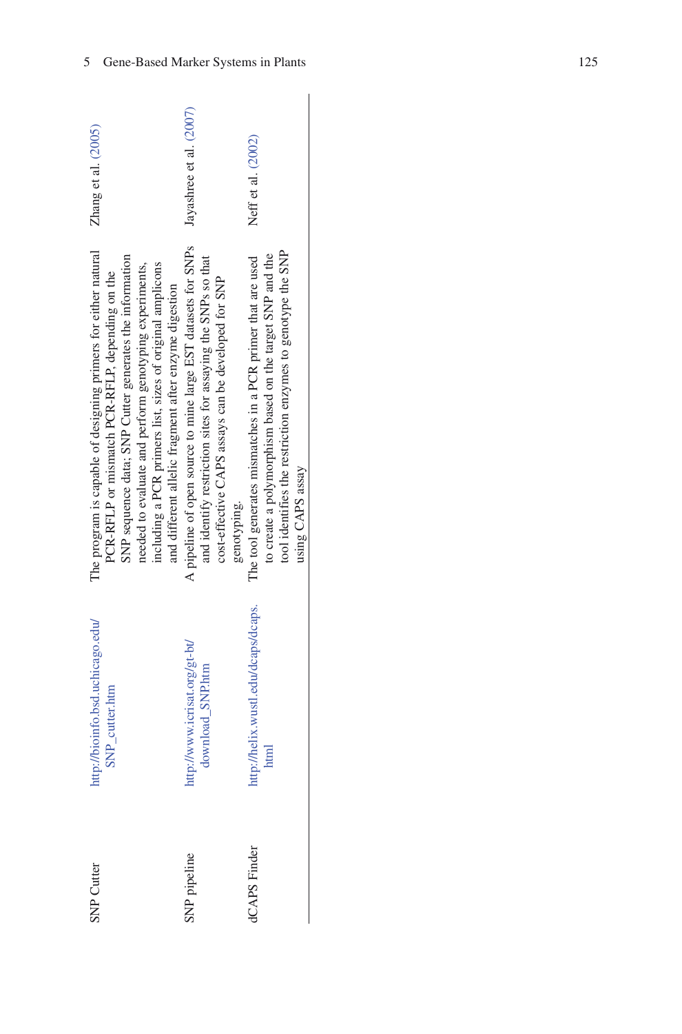| | | | |
|---|---|---|---|
| SNP Cutter | http://bioinfo.bsd.uchicago.edu/SNP_cutter.htm | The program is capable of designing primers for either natural PCR-RFLP or mismatch PCR-RFLP, depending on the SNP sequence data; SNP Cutter generates the information needed to evaluate and perform genotyping experiments, including a PCR primers list, sizes of original amplicons and different allelic fragment after enzyme digestion | Zhang et al. (2005) |
| SNP pipeline | http://www.icrisat.org/gt-bt/download_SNP.htm | A pipeline of open source to mine large EST datasets for SNPs and identify restriction sites for assaying the SNPs so that cost-effective CAPS assays can be developed for SNP genotyping. | Jayashree et al. (2007) |
| dCAPS Finder | http://helix.wustl.edu/dcaps/dcaps.html | The tool generates mismatches in a PCR primer that are used to create a polymorphism based on the target SNP and the tool identifies the restriction enzymes to genotype the SNP using CAPS assay | Neff et al. (2002) |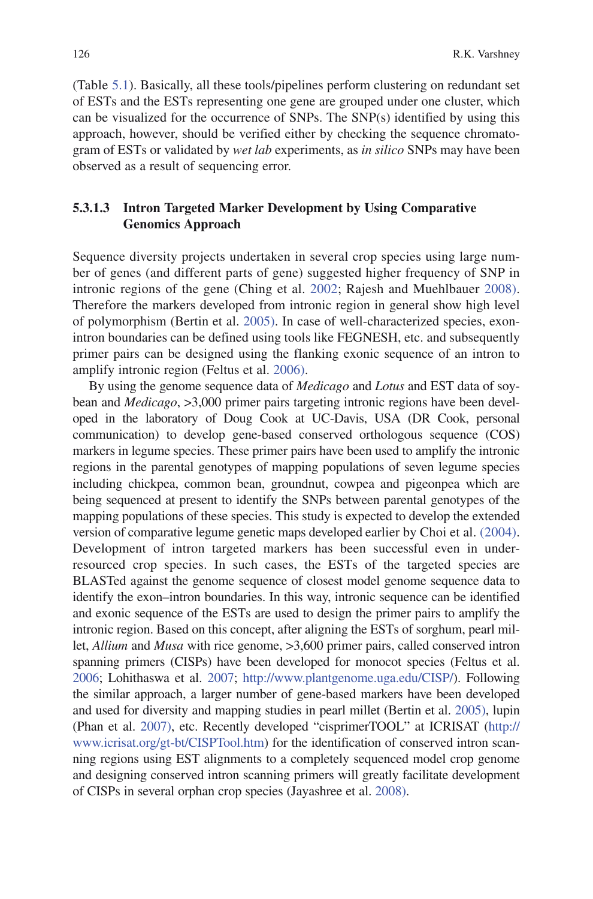(Table 5.1). Basically, all these tools/pipelines perform clustering on redundant set of ESTs and the ESTs representing one gene are grouped under one cluster, which can be visualized for the occurrence of SNPs. The SNP(s) identified by using this approach, however, should be verified either by checking the sequence chromatogram of ESTs or validated by *wet lab* experiments, as *in silico* SNPs may have been observed as a result of sequencing error.

#### 5.3.1.3 Intron Targeted Marker Development by Using Comparative Genomics Approach

Sequence diversity projects undertaken in several crop species using large number of genes (and different parts of gene) suggested higher frequency of SNP in intronic regions of the gene (Ching et al. 2002; Rajesh and Muehlbauer 2008). Therefore the markers developed from intronic region in general show high level of polymorphism (Bertin et al. 2005). In case of well-characterized species, exon-intron boundaries can be defined using tools like FEGNESH, etc. and subsequently primer pairs can be designed using the flanking exonic sequence of an intron to amplify intronic region (Feltus et al. 2006).

By using the genome sequence data of *Medicago* and *Lotus* and EST data of soybean and *Medicago*, >3,000 primer pairs targeting intronic regions have been developed in the laboratory of Doug Cook at UC-Davis, USA (DR Cook, personal communication) to develop gene-based conserved orthologous sequence (COS) markers in legume species. These primer pairs have been used to amplify the intronic regions in the parental genotypes of mapping populations of seven legume species including chickpea, common bean, groundnut, cowpea and pigeonpea which are being sequenced at present to identify the SNPs between parental genotypes of the mapping populations of these species. This study is expected to develop the extended version of comparative legume genetic maps developed earlier by Choi et al. (2004). Development of intron targeted markers has been successful even in under-resourced crop species. In such cases, the ESTs of the targeted species are BLASTed against the genome sequence of closest model genome sequence data to identify the exon–intron boundaries. In this way, intronic sequence can be identified and exonic sequence of the ESTs are used to design the primer pairs to amplify the intronic region. Based on this concept, after aligning the ESTs of sorghum, pearl millet, *Allium* and *Musa* with rice genome, >3,600 primer pairs, called conserved intron spanning primers (CISPs) have been developed for monocot species (Feltus et al. 2006; Lohithaswa et al. 2007; http://www.plantgenome.uga.edu/CISP/). Following the similar approach, a larger number of gene-based markers have been developed and used for diversity and mapping studies in pearl millet (Bertin et al. 2005), lupin (Phan et al. 2007), etc. Recently developed "cisprimerTOOL" at ICRISAT (http://www.icrisat.org/gt-bt/CISPTool.htm) for the identification of conserved intron scanning regions using EST alignments to a completely sequenced model crop genome and designing conserved intron scanning primers will greatly facilitate development of CISPs in several orphan crop species (Jayashree et al. 2008).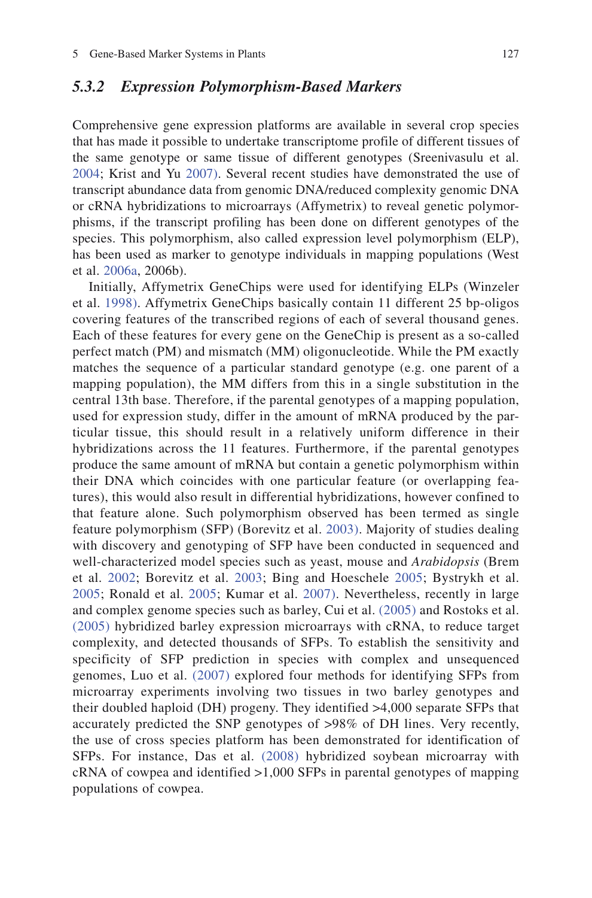### 5.3.2 Expression Polymorphism-Based Markers

Comprehensive gene expression platforms are available in several crop species that has made it possible to undertake transcriptome profile of different tissues of the same genotype or same tissue of different genotypes (Sreenivasulu et al. 2004; Krist and Yu 2007). Several recent studies have demonstrated the use of transcript abundance data from genomic DNA/reduced complexity genomic DNA or cRNA hybridizations to microarrays (Affymetrix) to reveal genetic polymorphisms, if the transcript profiling has been done on different genotypes of the species. This polymorphism, also called expression level polymorphism (ELP), has been used as marker to genotype individuals in mapping populations (West et al. 2006a, 2006b).

Initially, Affymetrix GeneChips were used for identifying ELPs (Winzeler et al. 1998). Affymetrix GeneChips basically contain 11 different 25 bp-oligos covering features of the transcribed regions of each of several thousand genes. Each of these features for every gene on the GeneChip is present as a so-called perfect match (PM) and mismatch (MM) oligonucleotide. While the PM exactly matches the sequence of a particular standard genotype (e.g. one parent of a mapping population), the MM differs from this in a single substitution in the central 13th base. Therefore, if the parental genotypes of a mapping population, used for expression study, differ in the amount of mRNA produced by the particular tissue, this should result in a relatively uniform difference in their hybridizations across the 11 features. Furthermore, if the parental genotypes produce the same amount of mRNA but contain a genetic polymorphism within their DNA which coincides with one particular feature (or overlapping features), this would also result in differential hybridizations, however confined to that feature alone. Such polymorphism observed has been termed as single feature polymorphism (SFP) (Borevitz et al. 2003). Majority of studies dealing with discovery and genotyping of SFP have been conducted in sequenced and well-characterized model species such as yeast, mouse and *Arabidopsis* (Brem et al. 2002; Borevitz et al. 2003; Bing and Hoeschele 2005; Bystrykh et al. 2005; Ronald et al. 2005; Kumar et al. 2007). Nevertheless, recently in large and complex genome species such as barley, Cui et al. (2005) and Rostoks et al. (2005) hybridized barley expression microarrays with cRNA, to reduce target complexity, and detected thousands of SFPs. To establish the sensitivity and specificity of SFP prediction in species with complex and unsequenced genomes, Luo et al. (2007) explored four methods for identifying SFPs from microarray experiments involving two tissues in two barley genotypes and their doubled haploid (DH) progeny. They identified >4,000 separate SFPs that accurately predicted the SNP genotypes of >98% of DH lines. Very recently, the use of cross species platform has been demonstrated for identification of SFPs. For instance, Das et al. (2008) hybridized soybean microarray with cRNA of cowpea and identified >1,000 SFPs in parental genotypes of mapping populations of cowpea.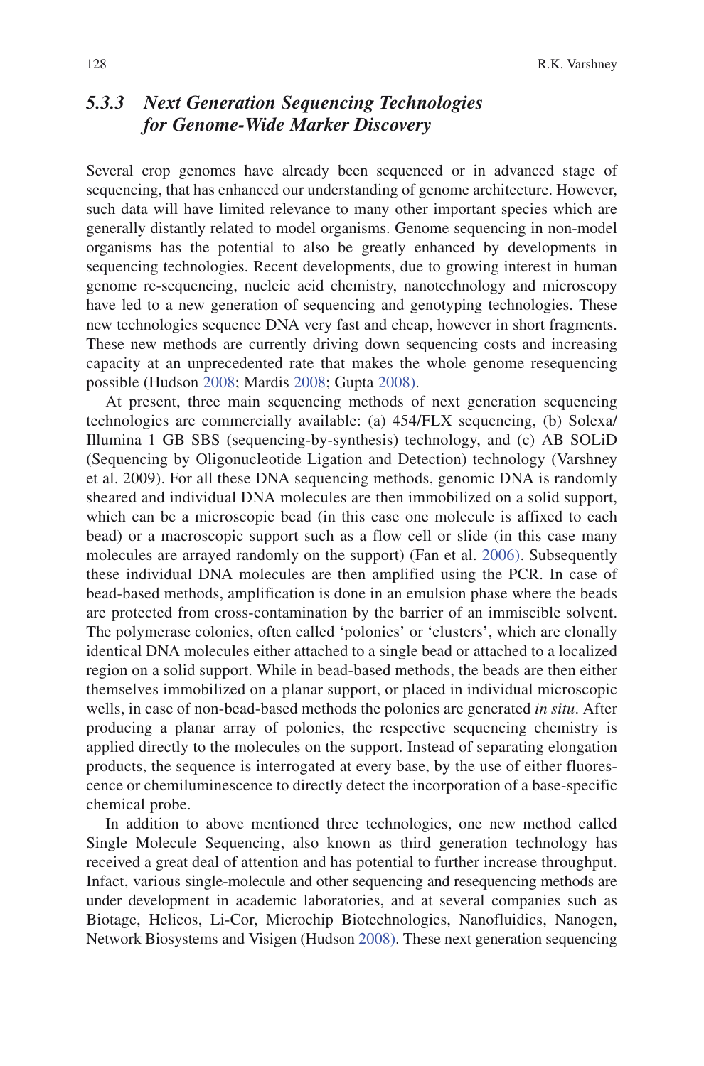### *5.3.3 Next Generation Sequencing Technologies for Genome-Wide Marker Discovery*

Several crop genomes have already been sequenced or in advanced stage of sequencing, that has enhanced our understanding of genome architecture. However, such data will have limited relevance to many other important species which are generally distantly related to model organisms. Genome sequencing in non-model organisms has the potential to also be greatly enhanced by developments in sequencing technologies. Recent developments, due to growing interest in human genome re-sequencing, nucleic acid chemistry, nanotechnology and microscopy have led to a new generation of sequencing and genotyping technologies. These new technologies sequence DNA very fast and cheap, however in short fragments. These new methods are currently driving down sequencing costs and increasing capacity at an unprecedented rate that makes the whole genome resequencing possible (Hudson 2008; Mardis 2008; Gupta 2008).

At present, three main sequencing methods of next generation sequencing technologies are commercially available: (a) 454/FLX sequencing, (b) Solexa/Illumina 1 GB SBS (sequencing-by-synthesis) technology, and (c) AB SOLiD (Sequencing by Oligonucleotide Ligation and Detection) technology (Varshney et al. 2009). For all these DNA sequencing methods, genomic DNA is randomly sheared and individual DNA molecules are then immobilized on a solid support, which can be a microscopic bead (in this case one molecule is affixed to each bead) or a macroscopic support such as a flow cell or slide (in this case many molecules are arrayed randomly on the support) (Fan et al. 2006). Subsequently these individual DNA molecules are then amplified using the PCR. In case of bead-based methods, amplification is done in an emulsion phase where the beads are protected from cross-contamination by the barrier of an immiscible solvent. The polymerase colonies, often called 'polonies' or 'clusters', which are clonally identical DNA molecules either attached to a single bead or attached to a localized region on a solid support. While in bead-based methods, the beads are then either themselves immobilized on a planar support, or placed in individual microscopic wells, in case of non-bead-based methods the polonies are generated *in situ*. After producing a planar array of polonies, the respective sequencing chemistry is applied directly to the molecules on the support. Instead of separating elongation products, the sequence is interrogated at every base, by the use of either fluorescence or chemiluminescence to directly detect the incorporation of a base-specific chemical probe.

In addition to above mentioned three technologies, one new method called Single Molecule Sequencing, also known as third generation technology has received a great deal of attention and has potential to further increase throughput. Infact, various single-molecule and other sequencing and resequencing methods are under development in academic laboratories, and at several companies such as Biotage, Helicos, Li-Cor, Microchip Biotechnologies, Nanofluidics, Nanogen, Network Biosystems and Visigen (Hudson 2008). These next generation sequencing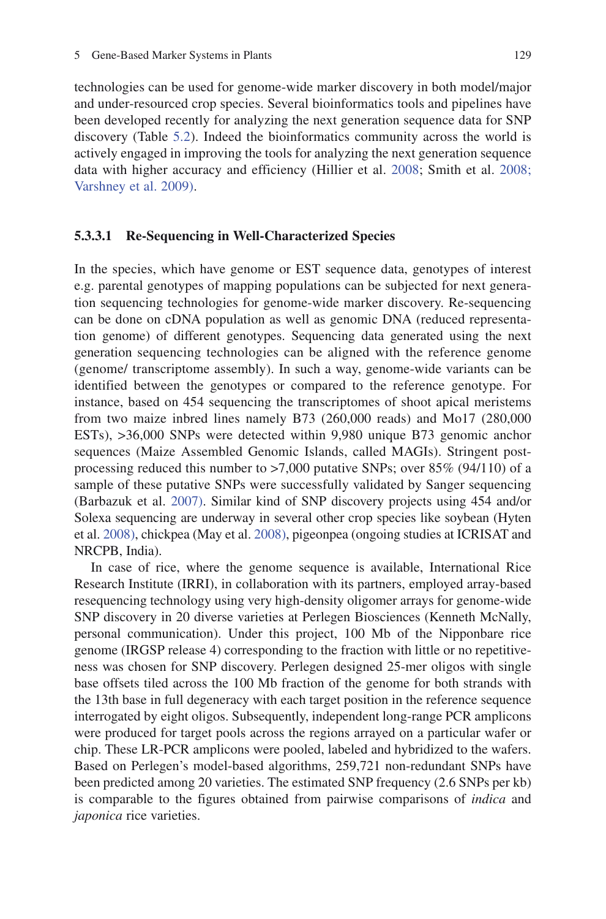technologies can be used for genome-wide marker discovery in both model/major and under-resourced crop species. Several bioinformatics tools and pipelines have been developed recently for analyzing the next generation sequence data for SNP discovery (Table 5.2). Indeed the bioinformatics community across the world is actively engaged in improving the tools for analyzing the next generation sequence data with higher accuracy and efficiency (Hillier et al. 2008; Smith et al. 2008; Varshney et al. 2009).

#### 5.3.3.1 Re-Sequencing in Well-Characterized Species

In the species, which have genome or EST sequence data, genotypes of interest e.g. parental genotypes of mapping populations can be subjected for next generation sequencing technologies for genome-wide marker discovery. Re-sequencing can be done on cDNA population as well as genomic DNA (reduced representation genome) of different genotypes. Sequencing data generated using the next generation sequencing technologies can be aligned with the reference genome (genome/ transcriptome assembly). In such a way, genome-wide variants can be identified between the genotypes or compared to the reference genotype. For instance, based on 454 sequencing the transcriptomes of shoot apical meristems from two maize inbred lines namely B73 (260,000 reads) and Mo17 (280,000 ESTs), >36,000 SNPs were detected within 9,980 unique B73 genomic anchor sequences (Maize Assembled Genomic Islands, called MAGIs). Stringent post-processing reduced this number to >7,000 putative SNPs; over 85% (94/110) of a sample of these putative SNPs were successfully validated by Sanger sequencing (Barbazuk et al. 2007). Similar kind of SNP discovery projects using 454 and/or Solexa sequencing are underway in several other crop species like soybean (Hyten et al. 2008), chickpea (May et al. 2008), pigeonpea (ongoing studies at ICRISAT and NRCPB, India).

In case of rice, where the genome sequence is available, International Rice Research Institute (IRRI), in collaboration with its partners, employed array-based resequencing technology using very high-density oligomer arrays for genome-wide SNP discovery in 20 diverse varieties at Perlegen Biosciences (Kenneth McNally, personal communication). Under this project, 100 Mb of the Nipponbare rice genome (IRGSP release 4) corresponding to the fraction with little or no repetitiveness was chosen for SNP discovery. Perlegen designed 25-mer oligos with single base offsets tiled across the 100 Mb fraction of the genome for both strands with the 13th base in full degeneracy with each target position in the reference sequence interrogated by eight oligos. Subsequently, independent long-range PCR amplicons were produced for target pools across the regions arrayed on a particular wafer or chip. These LR-PCR amplicons were pooled, labeled and hybridized to the wafers. Based on Perlegen's model-based algorithms, 259,721 non-redundant SNPs have been predicted among 20 varieties. The estimated SNP frequency (2.6 SNPs per kb) is comparable to the figures obtained from pairwise comparisons of *indica* and *japonica* rice varieties.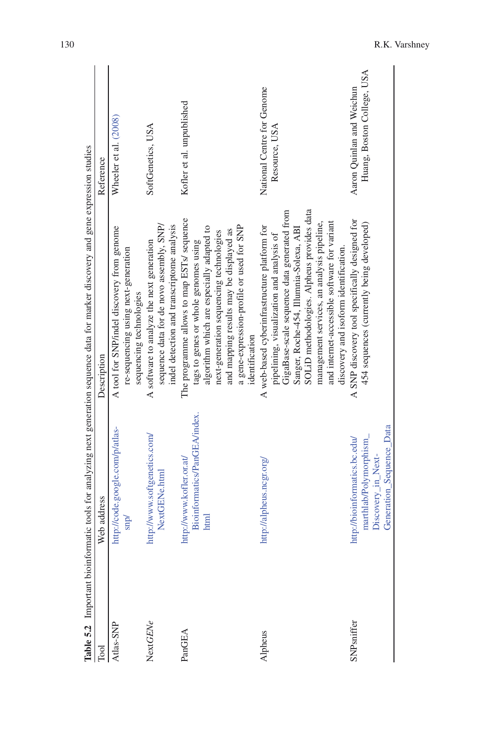**Table 5.2** Important bioinformatic tools for analyzing next generation sequence data for marker discovery and gene expression studies

| Tool | Web address | Description | Reference |
|---|---|---|---|
| Atlas-SNP | http://code.google.com/p/atlas-snp/ | A tool for SNP/indel discovery from genome re-sequencing using next-generation sequencing technologies | Wheeler et al. (2008) |
| Next*GENe* | http://www.softgenetics.com/NextGENe.html | A software to analyze the next generation sequence data for de novo assembly, SNP/indel detection and transcriptome analysis | SoftGenetics, USA |
| PanGEA | http://www.kofler.or.at/Bioinformatics/PanGEA/index.html | The programme allows to map ESTs/ sequence tags to genes or whole genomes using algorithm which are especially adapted to next-generation sequencing technologies and mapping results may be displayed as a gene-expression-profile or used for SNP identification | Kofler et al. unpublished |
| Alpheus | http://alpheus.ncgr.org/ | A web-based cyberinfrastructure platform for pipelining, visualization and analysis of GigaBase-scale sequence data generated from Sanger, Roche-454, Illumnia-Solexa, ABI SOLiD methodologies. Alpheus provides data management services, an analysis pipeline, and internet-accessible software for variant discovery and isoform identification. | National Centre for Genome Resource, USA |
| SNPsniffer | http://bioinformatics.bc.edu/marthlab/Polymorphism_Discovery_in_Next-Generation_Sequence_Data | A SNP discovery tool specifically designed for 454 sequences (currently being developed) | Aaron Quinlan and Weichun Huang, Boston College, USA |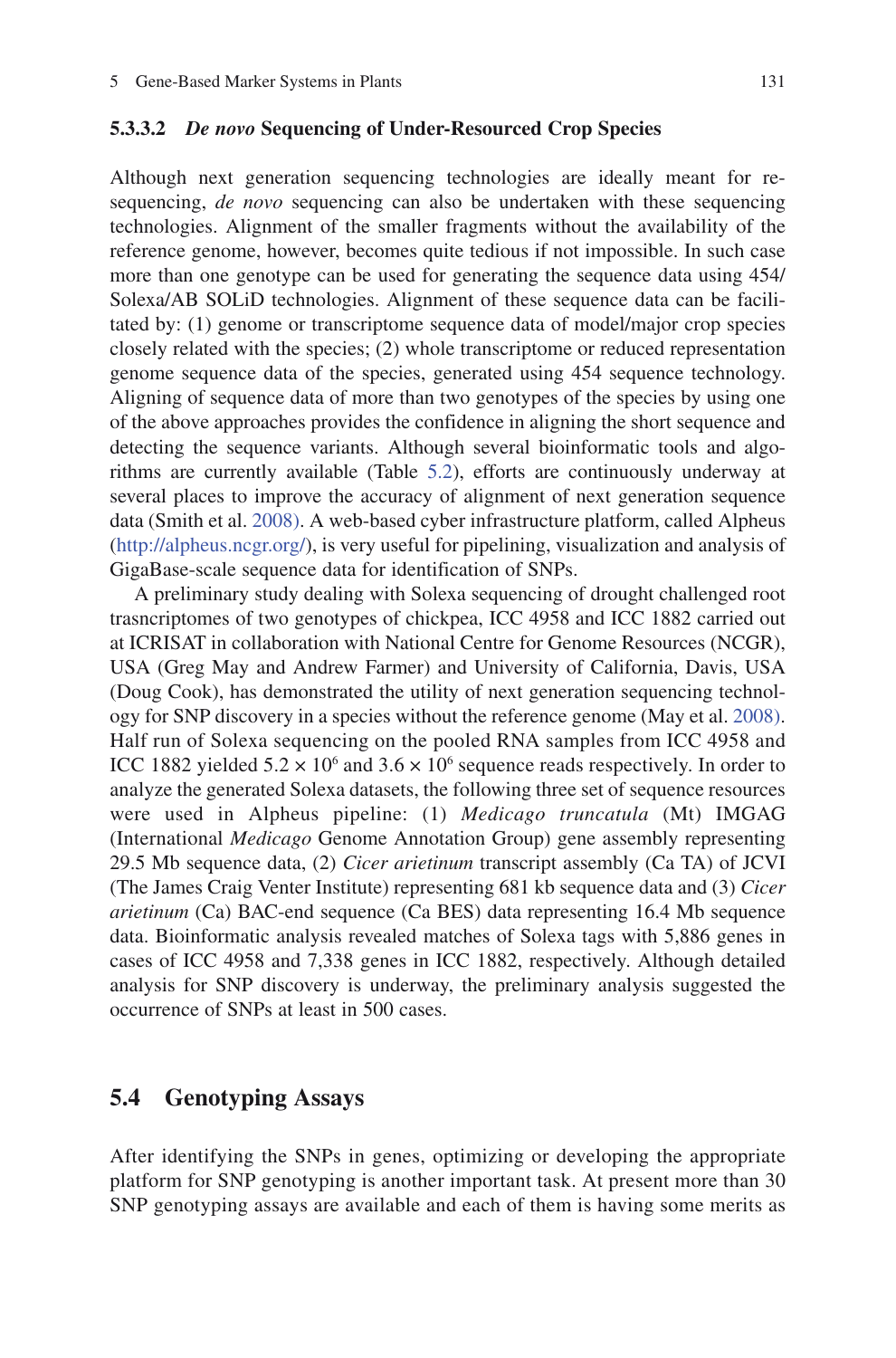#### 5.3.3.2 *De novo* Sequencing of Under-Resourced Crop Species

Although next generation sequencing technologies are ideally meant for re-sequencing, *de novo* sequencing can also be undertaken with these sequencing technologies. Alignment of the smaller fragments without the availability of the reference genome, however, becomes quite tedious if not impossible. In such case more than one genotype can be used for generating the sequence data using 454/Solexa/AB SOLiD technologies. Alignment of these sequence data can be facilitated by: (1) genome or transcriptome sequence data of model/major crop species closely related with the species; (2) whole transcriptome or reduced representation genome sequence data of the species, generated using 454 sequence technology. Aligning of sequence data of more than two genotypes of the species by using one of the above approaches provides the confidence in aligning the short sequence and detecting the sequence variants. Although several bioinformatic tools and algorithms are currently available (Table 5.2), efforts are continuously underway at several places to improve the accuracy of alignment of next generation sequence data (Smith et al. 2008). A web-based cyber infrastructure platform, called Alpheus (http://alpheus.ncgr.org/), is very useful for pipelining, visualization and analysis of GigaBase-scale sequence data for identification of SNPs.

A preliminary study dealing with Solexa sequencing of drought challenged root trasncriptomes of two genotypes of chickpea, ICC 4958 and ICC 1882 carried out at ICRISAT in collaboration with National Centre for Genome Resources (NCGR), USA (Greg May and Andrew Farmer) and University of California, Davis, USA (Doug Cook), has demonstrated the utility of next generation sequencing technology for SNP discovery in a species without the reference genome (May et al. 2008). Half run of Solexa sequencing on the pooled RNA samples from ICC 4958 and ICC 1882 yielded $5.2 \times 10^6$ and $3.6 \times 10^6$ sequence reads respectively. In order to analyze the generated Solexa datasets, the following three set of sequence resources were used in Alpheus pipeline: (1) *Medicago truncatula* (Mt) IMGAG (International *Medicago* Genome Annotation Group) gene assembly representing 29.5 Mb sequence data, (2) *Cicer arietinum* transcript assembly (Ca TA) of JCVI (The James Craig Venter Institute) representing 681 kb sequence data and (3) *Cicer arietinum* (Ca) BAC-end sequence (Ca BES) data representing 16.4 Mb sequence data. Bioinformatic analysis revealed matches of Solexa tags with 5,886 genes in cases of ICC 4958 and 7,338 genes in ICC 1882, respectively. Although detailed analysis for SNP discovery is underway, the preliminary analysis suggested the occurrence of SNPs at least in 500 cases.

## 5.4 Genotyping Assays

After identifying the SNPs in genes, optimizing or developing the appropriate platform for SNP genotyping is another important task. At present more than 30 SNP genotyping assays are available and each of them is having some merits as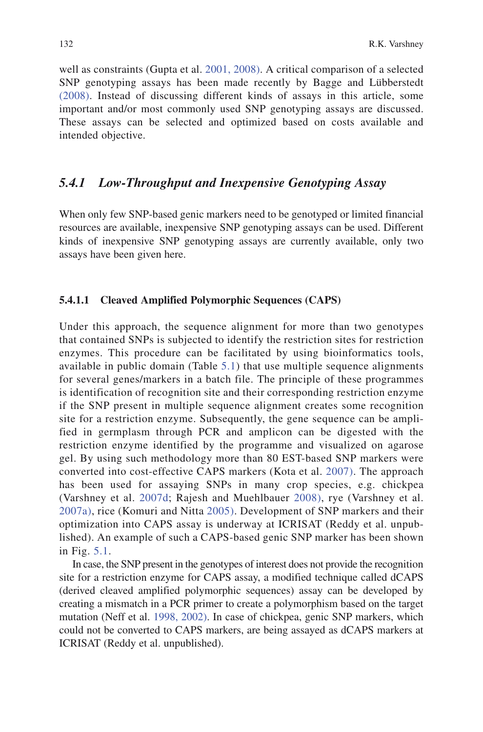well as constraints (Gupta et al. 2001, 2008). A critical comparison of a selected SNP genotyping assays has been made recently by Bagge and Lübberstedt (2008). Instead of discussing different kinds of assays in this article, some important and/or most commonly used SNP genotyping assays are discussed. These assays can be selected and optimized based on costs available and intended objective.

### *5.4.1 Low-Throughput and Inexpensive Genotyping Assay*

When only few SNP-based genic markers need to be genotyped or limited financial resources are available, inexpensive SNP genotyping assays can be used. Different kinds of inexpensive SNP genotyping assays are currently available, only two assays have been given here.

#### 5.4.1.1 Cleaved Amplified Polymorphic Sequences (CAPS)

Under this approach, the sequence alignment for more than two genotypes that contained SNPs is subjected to identify the restriction sites for restriction enzymes. This procedure can be facilitated by using bioinformatics tools, available in public domain (Table 5.1) that use multiple sequence alignments for several genes/markers in a batch file. The principle of these programmes is identification of recognition site and their corresponding restriction enzyme if the SNP present in multiple sequence alignment creates some recognition site for a restriction enzyme. Subsequently, the gene sequence can be amplified in germplasm through PCR and amplicon can be digested with the restriction enzyme identified by the programme and visualized on agarose gel. By using such methodology more than 80 EST-based SNP markers were converted into cost-effective CAPS markers (Kota et al. 2007). The approach has been used for assaying SNPs in many crop species, e.g. chickpea (Varshney et al. 2007d; Rajesh and Muehlbauer 2008), rye (Varshney et al. 2007a), rice (Komuri and Nitta 2005). Development of SNP markers and their optimization into CAPS assay is underway at ICRISAT (Reddy et al. unpublished). An example of such a CAPS-based genic SNP marker has been shown in Fig. 5.1.

In case, the SNP present in the genotypes of interest does not provide the recognition site for a restriction enzyme for CAPS assay, a modified technique called dCAPS (derived cleaved amplified polymorphic sequences) assay can be developed by creating a mismatch in a PCR primer to create a polymorphism based on the target mutation (Neff et al. 1998, 2002). In case of chickpea, genic SNP markers, which could not be converted to CAPS markers, are being assayed as dCAPS markers at ICRISAT (Reddy et al. unpublished).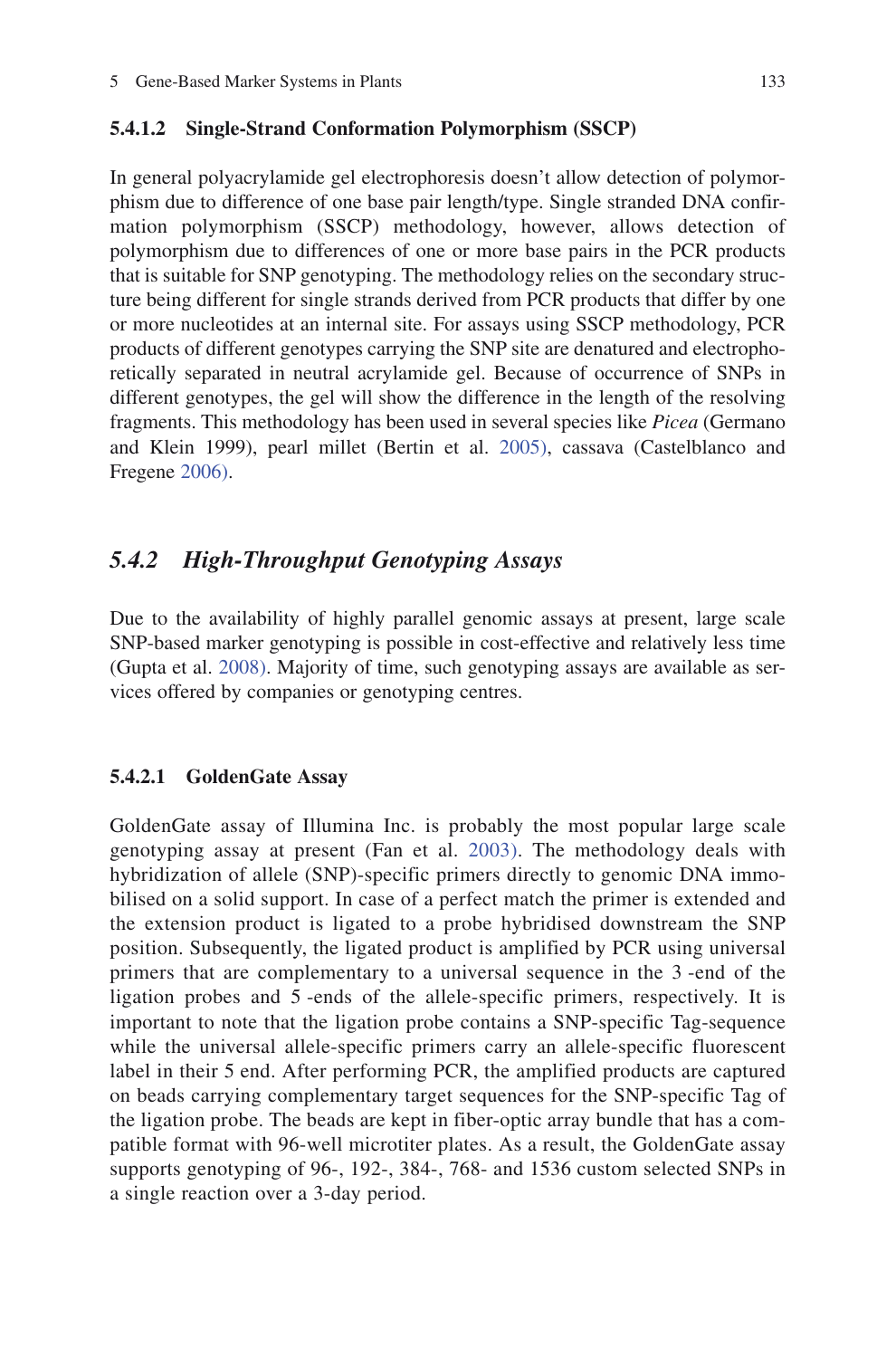#### 5.4.1.2 Single-Strand Conformation Polymorphism (SSCP)

In general polyacrylamide gel electrophoresis doesn't allow detection of polymorphism due to difference of one base pair length/type. Single stranded DNA confirmation polymorphism (SSCP) methodology, however, allows detection of polymorphism due to differences of one or more base pairs in the PCR products that is suitable for SNP genotyping. The methodology relies on the secondary structure being different for single strands derived from PCR products that differ by one or more nucleotides at an internal site. For assays using SSCP methodology, PCR products of different genotypes carrying the SNP site are denatured and electrophoretically separated in neutral acrylamide gel. Because of occurrence of SNPs in different genotypes, the gel will show the difference in the length of the resolving fragments. This methodology has been used in several species like *Picea* (Germano and Klein 1999), pearl millet (Bertin et al. 2005), cassava (Castelblanco and Fregene 2006).

### *5.4.2 High-Throughput Genotyping Assays*

Due to the availability of highly parallel genomic assays at present, large scale SNP-based marker genotyping is possible in cost-effective and relatively less time (Gupta et al. 2008). Majority of time, such genotyping assays are available as services offered by companies or genotyping centres.

#### 5.4.2.1 GoldenGate Assay

GoldenGate assay of Illumina Inc. is probably the most popular large scale genotyping assay at present (Fan et al. 2003). The methodology deals with hybridization of allele (SNP)-specific primers directly to genomic DNA immobilised on a solid support. In case of a perfect match the primer is extended and the extension product is ligated to a probe hybridised downstream the SNP position. Subsequently, the ligated product is amplified by PCR using universal primers that are complementary to a universal sequence in the 3 -end of the ligation probes and 5 -ends of the allele-specific primers, respectively. It is important to note that the ligation probe contains a SNP-specific Tag-sequence while the universal allele-specific primers carry an allele-specific fluorescent label in their 5 end. After performing PCR, the amplified products are captured on beads carrying complementary target sequences for the SNP-specific Tag of the ligation probe. The beads are kept in fiber-optic array bundle that has a compatible format with 96-well microtiter plates. As a result, the GoldenGate assay supports genotyping of 96-, 192-, 384-, 768- and 1536 custom selected SNPs in a single reaction over a 3-day period.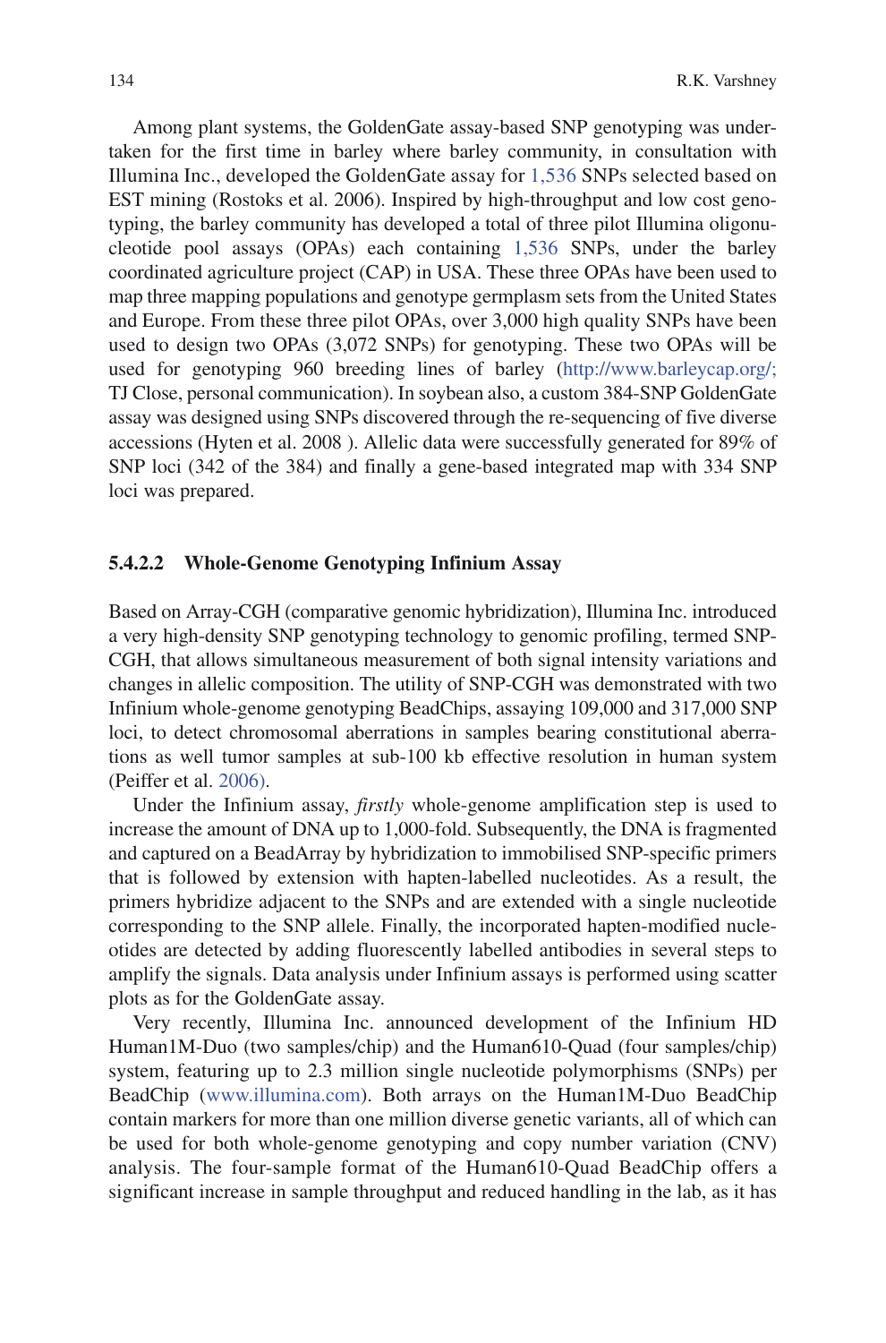Among plant systems, the GoldenGate assay-based SNP genotyping was undertaken for the first time in barley where barley community, in consultation with Illumina Inc., developed the GoldenGate assay for 1,536 SNPs selected based on EST mining (Rostoks et al. 2006). Inspired by high-throughput and low cost genotyping, the barley community has developed a total of three pilot Illumina oligonucleotide pool assays (OPAs) each containing 1,536 SNPs, under the barley coordinated agriculture project (CAP) in USA. These three OPAs have been used to map three mapping populations and genotype germplasm sets from the United States and Europe. From these three pilot OPAs, over 3,000 high quality SNPs have been used to design two OPAs (3,072 SNPs) for genotyping. These two OPAs will be used for genotyping 960 breeding lines of barley (http://www.barleycap.org/; TJ Close, personal communication). In soybean also, a custom 384-SNP GoldenGate assay was designed using SNPs discovered through the re-sequencing of five diverse accessions (Hyten et al. 2008 ). Allelic data were successfully generated for 89% of SNP loci (342 of the 384) and finally a gene-based integrated map with 334 SNP loci was prepared.

#### 5.4.2.2 Whole-Genome Genotyping Infinium Assay

Based on Array-CGH (comparative genomic hybridization), Illumina Inc. introduced a very high-density SNP genotyping technology to genomic profiling, termed SNP-CGH, that allows simultaneous measurement of both signal intensity variations and changes in allelic composition. The utility of SNP-CGH was demonstrated with two Infinium whole-genome genotyping BeadChips, assaying 109,000 and 317,000 SNP loci, to detect chromosomal aberrations in samples bearing constitutional aberrations as well tumor samples at sub-100 kb effective resolution in human system (Peiffer et al. 2006).

Under the Infinium assay, *firstly* whole-genome amplification step is used to increase the amount of DNA up to 1,000-fold. Subsequently, the DNA is fragmented and captured on a BeadArray by hybridization to immobilised SNP-specific primers that is followed by extension with hapten-labelled nucleotides. As a result, the primers hybridize adjacent to the SNPs and are extended with a single nucleotide corresponding to the SNP allele. Finally, the incorporated hapten-modified nucleotides are detected by adding fluorescently labelled antibodies in several steps to amplify the signals. Data analysis under Infinium assays is performed using scatter plots as for the GoldenGate assay.

Very recently, Illumina Inc. announced development of the Infinium HD Human1M-Duo (two samples/chip) and the Human610-Quad (four samples/chip) system, featuring up to 2.3 million single nucleotide polymorphisms (SNPs) per BeadChip (www.illumina.com). Both arrays on the Human1M-Duo BeadChip contain markers for more than one million diverse genetic variants, all of which can be used for both whole-genome genotyping and copy number variation (CNV) analysis. The four-sample format of the Human610-Quad BeadChip offers a significant increase in sample throughput and reduced handling in the lab, as it has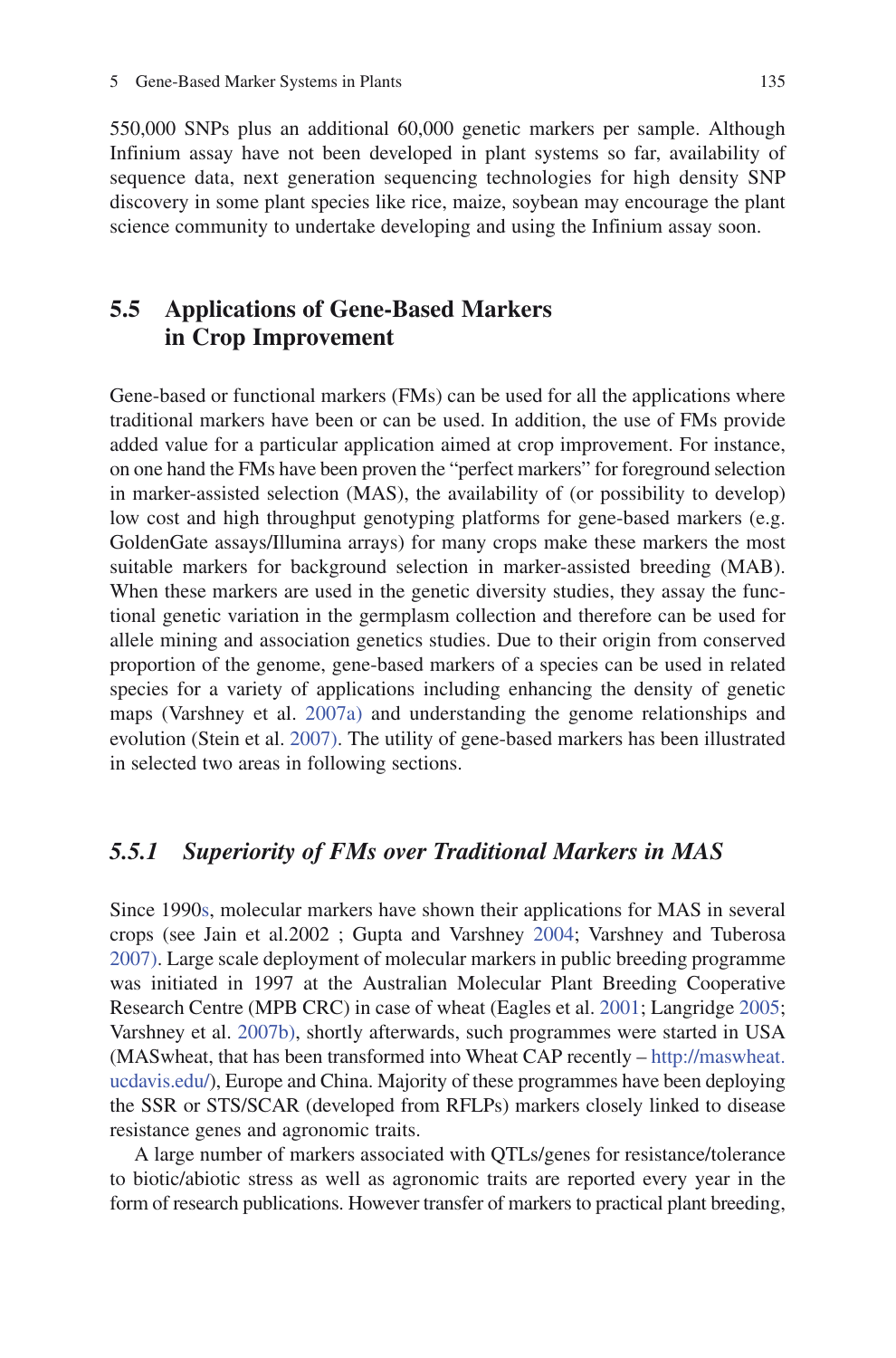550,000 SNPs plus an additional 60,000 genetic markers per sample. Although Infinium assay have not been developed in plant systems so far, availability of sequence data, next generation sequencing technologies for high density SNP discovery in some plant species like rice, maize, soybean may encourage the plant science community to undertake developing and using the Infinium assay soon.

## 5.5 Applications of Gene-Based Markers in Crop Improvement

Gene-based or functional markers (FMs) can be used for all the applications where traditional markers have been or can be used. In addition, the use of FMs provide added value for a particular application aimed at crop improvement. For instance, on one hand the FMs have been proven the "perfect markers" for foreground selection in marker-assisted selection (MAS), the availability of (or possibility to develop) low cost and high throughput genotyping platforms for gene-based markers (e.g. GoldenGate assays/Illumina arrays) for many crops make these markers the most suitable markers for background selection in marker-assisted breeding (MAB). When these markers are used in the genetic diversity studies, they assay the functional genetic variation in the germplasm collection and therefore can be used for allele mining and association genetics studies. Due to their origin from conserved proportion of the genome, gene-based markers of a species can be used in related species for a variety of applications including enhancing the density of genetic maps (Varshney et al. 2007a) and understanding the genome relationships and evolution (Stein et al. 2007). The utility of gene-based markers has been illustrated in selected two areas in following sections.

### *5.5.1 Superiority of FMs over Traditional Markers in MAS*

Since 1990s, molecular markers have shown their applications for MAS in several crops (see Jain et al.2002 ; Gupta and Varshney 2004; Varshney and Tuberosa 2007). Large scale deployment of molecular markers in public breeding programme was initiated in 1997 at the Australian Molecular Plant Breeding Cooperative Research Centre (MPB CRC) in case of wheat (Eagles et al. 2001; Langridge 2005; Varshney et al. 2007b), shortly afterwards, such programmes were started in USA (MASwheat, that has been transformed into Wheat CAP recently – http://maswheat.ucdavis.edu/), Europe and China. Majority of these programmes have been deploying the SSR or STS/SCAR (developed from RFLPs) markers closely linked to disease resistance genes and agronomic traits.

A large number of markers associated with QTLs/genes for resistance/tolerance to biotic/abiotic stress as well as agronomic traits are reported every year in the form of research publications. However transfer of markers to practical plant breeding,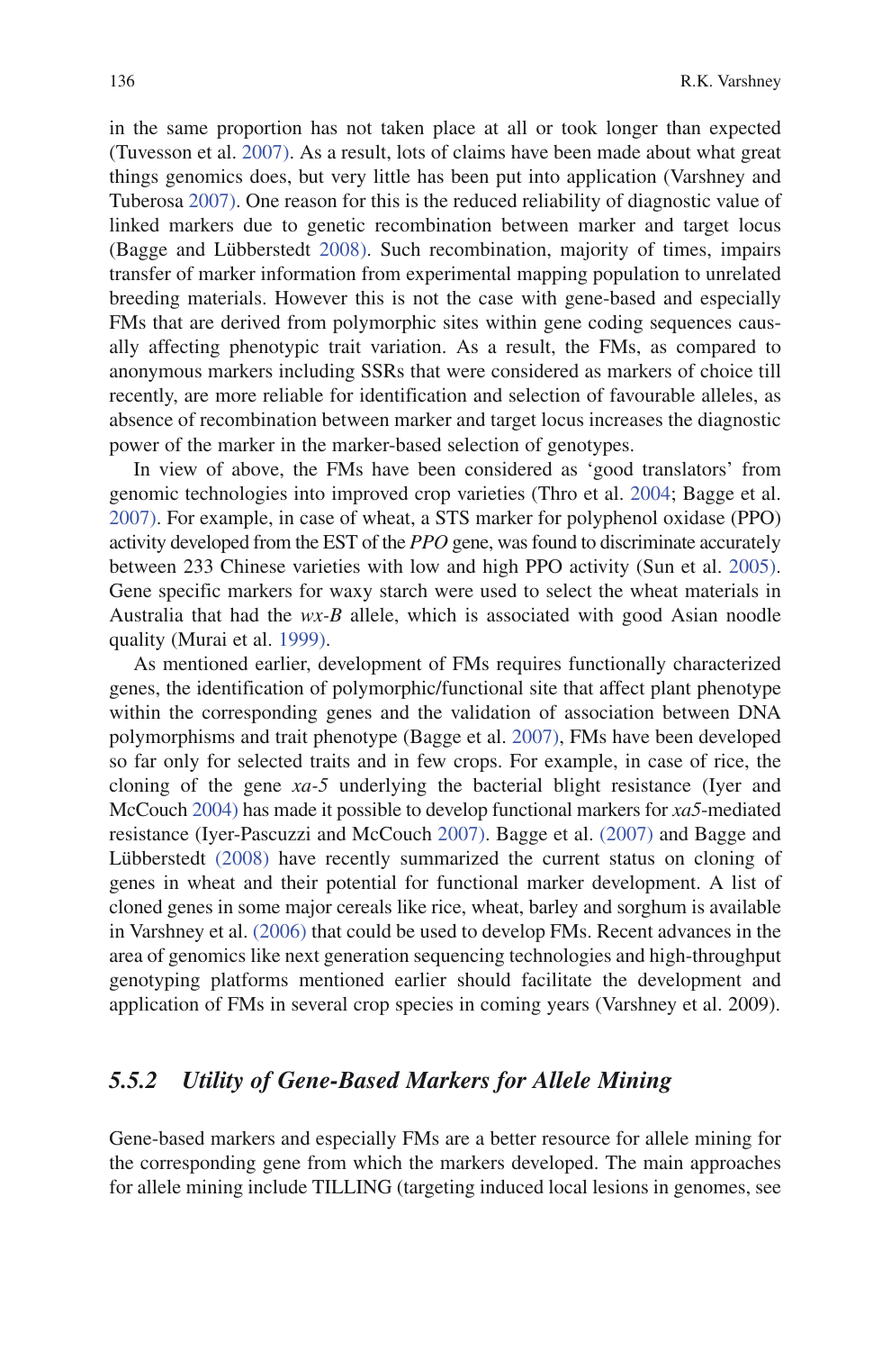in the same proportion has not taken place at all or took longer than expected (Tuvesson et al. 2007). As a result, lots of claims have been made about what great things genomics does, but very little has been put into application (Varshney and Tuberosa 2007). One reason for this is the reduced reliability of diagnostic value of linked markers due to genetic recombination between marker and target locus (Bagge and Lübberstedt 2008). Such recombination, majority of times, impairs transfer of marker information from experimental mapping population to unrelated breeding materials. However this is not the case with gene-based and especially FMs that are derived from polymorphic sites within gene coding sequences causally affecting phenotypic trait variation. As a result, the FMs, as compared to anonymous markers including SSRs that were considered as markers of choice till recently, are more reliable for identification and selection of favourable alleles, as absence of recombination between marker and target locus increases the diagnostic power of the marker in the marker-based selection of genotypes.

In view of above, the FMs have been considered as 'good translators' from genomic technologies into improved crop varieties (Thro et al. 2004; Bagge et al. 2007). For example, in case of wheat, a STS marker for polyphenol oxidase (PPO) activity developed from the EST of the *PPO* gene, was found to discriminate accurately between 233 Chinese varieties with low and high PPO activity (Sun et al. 2005). Gene specific markers for waxy starch were used to select the wheat materials in Australia that had the *wx-B* allele, which is associated with good Asian noodle quality (Murai et al. 1999).

As mentioned earlier, development of FMs requires functionally characterized genes, the identification of polymorphic/functional site that affect plant phenotype within the corresponding genes and the validation of association between DNA polymorphisms and trait phenotype (Bagge et al. 2007), FMs have been developed so far only for selected traits and in few crops. For example, in case of rice, the cloning of the gene *xa-5* underlying the bacterial blight resistance (Iyer and McCouch 2004) has made it possible to develop functional markers for *xa5*-mediated resistance (Iyer-Pascuzzi and McCouch 2007). Bagge et al. (2007) and Bagge and Lübberstedt (2008) have recently summarized the current status on cloning of genes in wheat and their potential for functional marker development. A list of cloned genes in some major cereals like rice, wheat, barley and sorghum is available in Varshney et al. (2006) that could be used to develop FMs. Recent advances in the area of genomics like next generation sequencing technologies and high-throughput genotyping platforms mentioned earlier should facilitate the development and application of FMs in several crop species in coming years (Varshney et al. 2009).

### *5.5.2 Utility of Gene-Based Markers for Allele Mining*

Gene-based markers and especially FMs are a better resource for allele mining for the corresponding gene from which the markers developed. The main approaches for allele mining include TILLING (targeting induced local lesions in genomes, see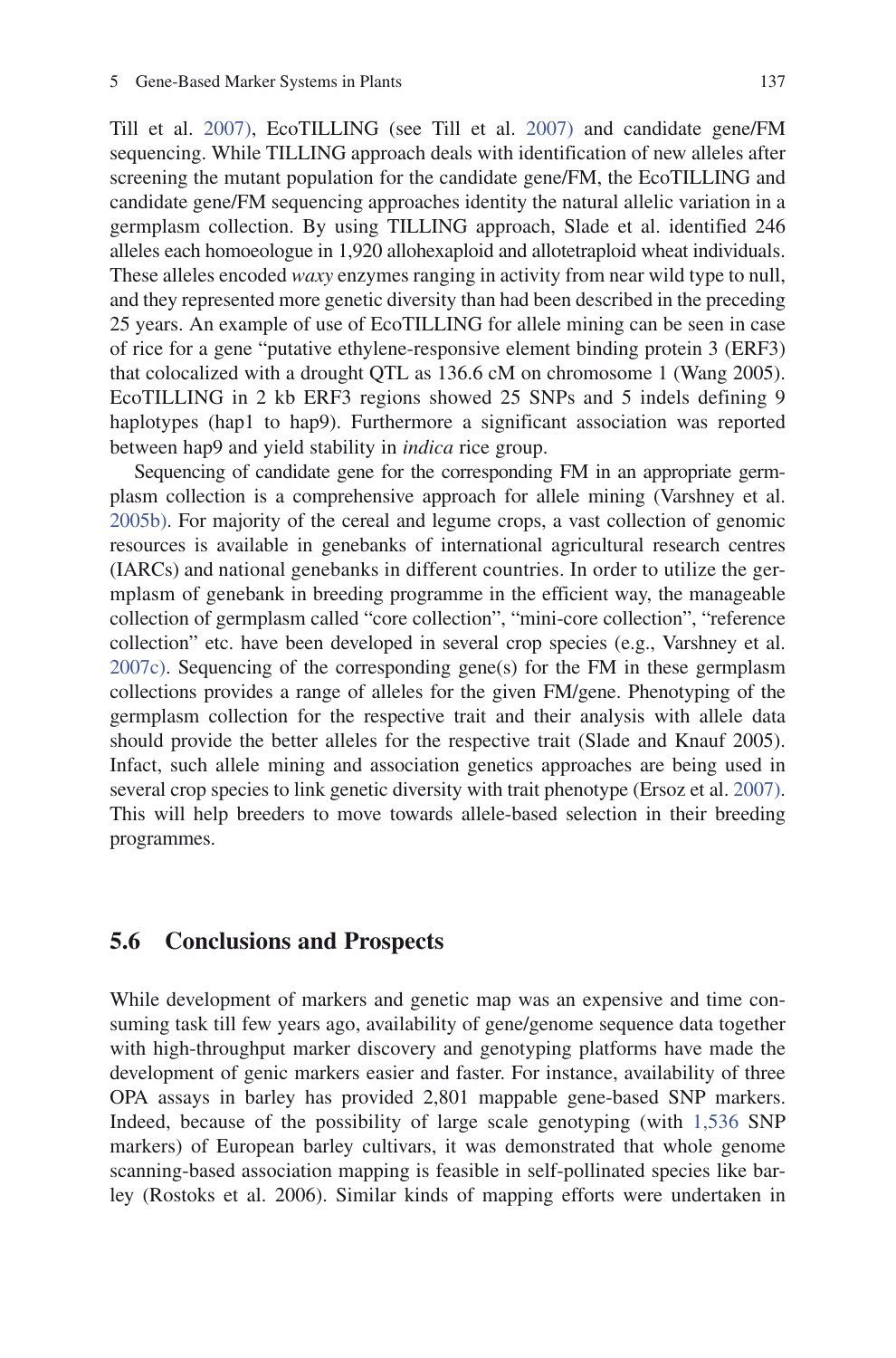Till et al. 2007), EcoTILLING (see Till et al. 2007) and candidate gene/FM sequencing. While TILLING approach deals with identification of new alleles after screening the mutant population for the candidate gene/FM, the EcoTILLING and candidate gene/FM sequencing approaches identity the natural allelic variation in a germplasm collection. By using TILLING approach, Slade et al. identified 246 alleles each homoeologue in 1,920 allohexaploid and allotetraploid wheat individuals. These alleles encoded *waxy* enzymes ranging in activity from near wild type to null, and they represented more genetic diversity than had been described in the preceding 25 years. An example of use of EcoTILLING for allele mining can be seen in case of rice for a gene "putative ethylene-responsive element binding protein 3 (ERF3) that colocalized with a drought QTL as 136.6 cM on chromosome 1 (Wang 2005). EcoTILLING in 2 kb ERF3 regions showed 25 SNPs and 5 indels defining 9 haplotypes (hap1 to hap9). Furthermore a significant association was reported between hap9 and yield stability in *indica* rice group.

Sequencing of candidate gene for the corresponding FM in an appropriate germplasm collection is a comprehensive approach for allele mining (Varshney et al. 2005b). For majority of the cereal and legume crops, a vast collection of genomic resources is available in genebanks of international agricultural research centres (IARCs) and national genebanks in different countries. In order to utilize the germplasm of genebank in breeding programme in the efficient way, the manageable collection of germplasm called "core collection", "mini-core collection", "reference collection" etc. have been developed in several crop species (e.g., Varshney et al. 2007c). Sequencing of the corresponding gene(s) for the FM in these germplasm collections provides a range of alleles for the given FM/gene. Phenotyping of the germplasm collection for the respective trait and their analysis with allele data should provide the better alleles for the respective trait (Slade and Knauf 2005). Infact, such allele mining and association genetics approaches are being used in several crop species to link genetic diversity with trait phenotype (Ersoz et al. 2007). This will help breeders to move towards allele-based selection in their breeding programmes.

## 5.6 Conclusions and Prospects

While development of markers and genetic map was an expensive and time consuming task till few years ago, availability of gene/genome sequence data together with high-throughput marker discovery and genotyping platforms have made the development of genic markers easier and faster. For instance, availability of three OPA assays in barley has provided 2,801 mappable gene-based SNP markers. Indeed, because of the possibility of large scale genotyping (with 1,536 SNP markers) of European barley cultivars, it was demonstrated that whole genome scanning-based association mapping is feasible in self-pollinated species like barley (Rostoks et al. 2006). Similar kinds of mapping efforts were undertaken in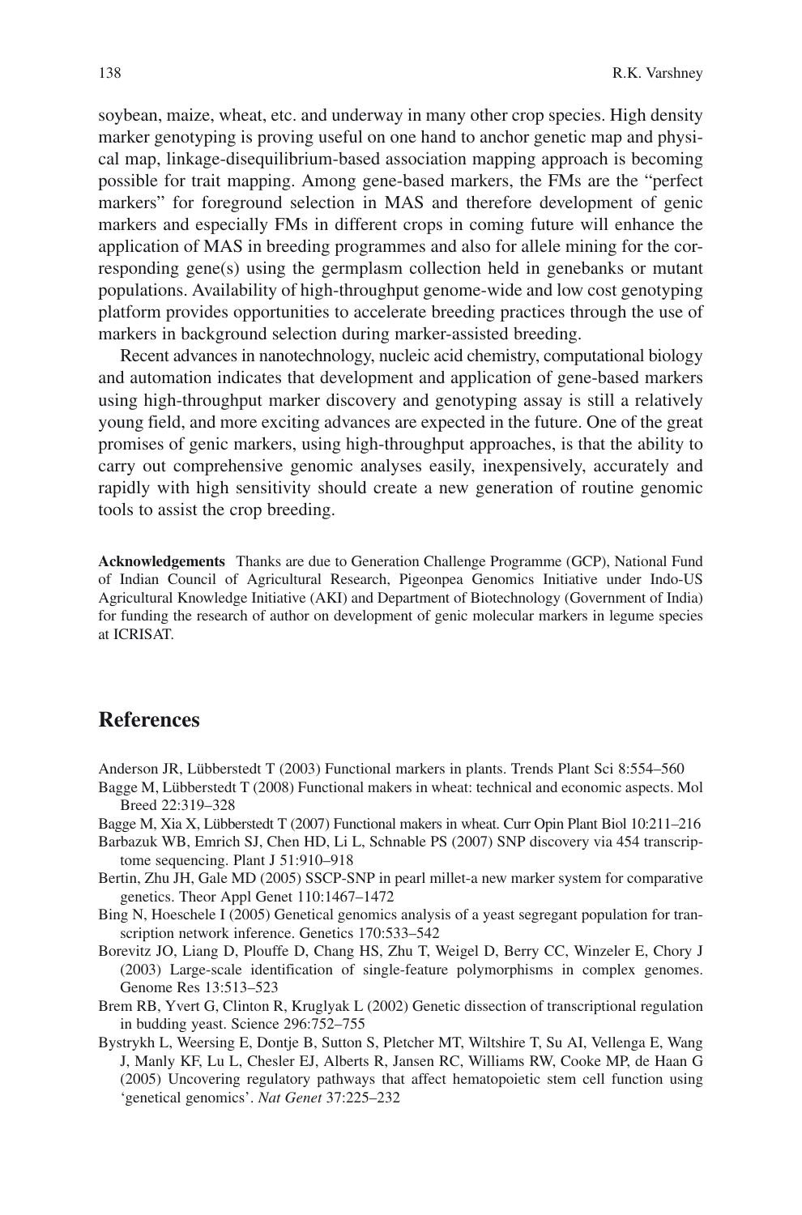soybean, maize, wheat, etc. and underway in many other crop species. High density marker genotyping is proving useful on one hand to anchor genetic map and physical map, linkage-disequilibrium-based association mapping approach is becoming possible for trait mapping. Among gene-based markers, the FMs are the "perfect markers" for foreground selection in MAS and therefore development of genic markers and especially FMs in different crops in coming future will enhance the application of MAS in breeding programmes and also for allele mining for the corresponding gene(s) using the germplasm collection held in genebanks or mutant populations. Availability of high-throughput genome-wide and low cost genotyping platform provides opportunities to accelerate breeding practices through the use of markers in background selection during marker-assisted breeding.

Recent advances in nanotechnology, nucleic acid chemistry, computational biology and automation indicates that development and application of gene-based markers using high-throughput marker discovery and genotyping assay is still a relatively young field, and more exciting advances are expected in the future. One of the great promises of genic markers, using high-throughput approaches, is that the ability to carry out comprehensive genomic analyses easily, inexpensively, accurately and rapidly with high sensitivity should create a new generation of routine genomic tools to assist the crop breeding.

**Acknowledgements** Thanks are due to Generation Challenge Programme (GCP), National Fund of Indian Council of Agricultural Research, Pigeonpea Genomics Initiative under Indo-US Agricultural Knowledge Initiative (AKI) and Department of Biotechnology (Government of India) for funding the research of author on development of genic molecular markers in legume species at ICRISAT.

## References

Anderson JR, Lübberstedt T (2003) Functional markers in plants. Trends Plant Sci 8:554–560

Bagge M, Lübberstedt T (2008) Functional makers in wheat: technical and economic aspects. Mol Breed 22:319–328

Bagge M, Xia X, Lübberstedt T (2007) Functional makers in wheat. Curr Opin Plant Biol 10:211–216

Barbazuk WB, Emrich SJ, Chen HD, Li L, Schnable PS (2007) SNP discovery via 454 transcriptome sequencing. Plant J 51:910–918

Bertin, Zhu JH, Gale MD (2005) SSCP-SNP in pearl millet-a new marker system for comparative genetics. Theor Appl Genet 110:1467–1472

Bing N, Hoeschele I (2005) Genetical genomics analysis of a yeast segregant population for transcription network inference. Genetics 170:533–542

Borevitz JO, Liang D, Plouffe D, Chang HS, Zhu T, Weigel D, Berry CC, Winzeler E, Chory J (2003) Large-scale identification of single-feature polymorphisms in complex genomes. Genome Res 13:513–523

Brem RB, Yvert G, Clinton R, Kruglyak L (2002) Genetic dissection of transcriptional regulation in budding yeast. Science 296:752–755

Bystrykh L, Weersing E, Dontje B, Sutton S, Pletcher MT, Wiltshire T, Su AI, Vellenga E, Wang J, Manly KF, Lu L, Chesler EJ, Alberts R, Jansen RC, Williams RW, Cooke MP, de Haan G (2005) Uncovering regulatory pathways that affect hematopoietic stem cell function using 'genetical genomics'. *Nat Genet* 37:225–232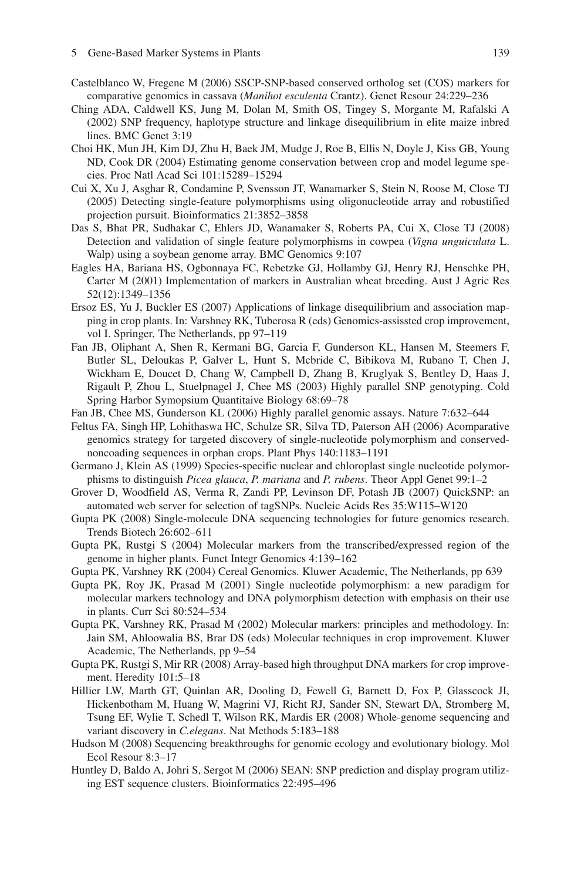Castelblanco W, Fregene M (2006) SSCP-SNP-based conserved ortholog set (COS) markers for comparative genomics in cassava (*Manihot esculenta* Crantz). Genet Resour 24:229–236

Ching ADA, Caldwell KS, Jung M, Dolan M, Smith OS, Tingey S, Morgante M, Rafalski A (2002) SNP frequency, haplotype structure and linkage disequilibrium in elite maize inbred lines. BMC Genet 3:19

Choi HK, Mun JH, Kim DJ, Zhu H, Baek JM, Mudge J, Roe B, Ellis N, Doyle J, Kiss GB, Young ND, Cook DR (2004) Estimating genome conservation between crop and model legume species. Proc Natl Acad Sci 101:15289–15294

Cui X, Xu J, Asghar R, Condamine P, Svensson JT, Wanamarker S, Stein N, Roose M, Close TJ (2005) Detecting single-feature polymorphisms using oligonucleotide array and robustified projection pursuit. Bioinformatics 21:3852–3858

Das S, Bhat PR, Sudhakar C, Ehlers JD, Wanamaker S, Roberts PA, Cui X, Close TJ (2008) Detection and validation of single feature polymorphisms in cowpea (*Vigna unguiculata* L. Walp) using a soybean genome array. BMC Genomics 9:107

Eagles HA, Bariana HS, Ogbonnaya FC, Rebetzke GJ, Hollamby GJ, Henry RJ, Henschke PH, Carter M (2001) Implementation of markers in Australian wheat breeding. Aust J Agric Res 52(12):1349–1356

Ersoz ES, Yu J, Buckler ES (2007) Applications of linkage disequilibrium and association mapping in crop plants. In: Varshney RK, Tuberosa R (eds) Genomics-assissted crop improvement, vol I. Springer, The Netherlands, pp 97–119

Fan JB, Oliphant A, Shen R, Kermani BG, Garcia F, Gunderson KL, Hansen M, Steemers F, Butler SL, Deloukas P, Galver L, Hunt S, Mcbride C, Bibikova M, Rubano T, Chen J, Wickham E, Doucet D, Chang W, Campbell D, Zhang B, Kruglyak S, Bentley D, Haas J, Rigault P, Zhou L, Stuelpnagel J, Chee MS (2003) Highly parallel SNP genotyping. Cold Spring Harbor Symopsium Quantitaive Biology 68:69–78

Fan JB, Chee MS, Gunderson KL (2006) Highly parallel genomic assays. Nature 7:632–644

Feltus FA, Singh HP, Lohithaswa HC, Schulze SR, Silva TD, Paterson AH (2006) Acomparative genomics strategy for targeted discovery of single-nucleotide polymorphism and conserved-noncoading sequences in orphan crops. Plant Phys 140:1183–1191

Germano J, Klein AS (1999) Species-specific nuclear and chloroplast single nucleotide polymorphisms to distinguish *Picea glauca*, *P. mariana* and *P. rubens*. Theor Appl Genet 99:1–2

Grover D, Woodfield AS, Verma R, Zandi PP, Levinson DF, Potash JB (2007) QuickSNP: an automated web server for selection of tagSNPs. Nucleic Acids Res 35:W115–W120

Gupta PK (2008) Single-molecule DNA sequencing technologies for future genomics research. Trends Biotech 26:602–611

Gupta PK, Rustgi S (2004) Molecular markers from the transcribed/expressed region of the genome in higher plants. Funct Integr Genomics 4:139–162

Gupta PK, Varshney RK (2004) Cereal Genomics. Kluwer Academic, The Netherlands, pp 639

Gupta PK, Roy JK, Prasad M (2001) Single nucleotide polymorphism: a new paradigm for molecular markers technology and DNA polymorphism detection with emphasis on their use in plants. Curr Sci 80:524–534

Gupta PK, Varshney RK, Prasad M (2002) Molecular markers: principles and methodology. In: Jain SM, Ahloowalia BS, Brar DS (eds) Molecular techniques in crop improvement. Kluwer Academic, The Netherlands, pp 9–54

Gupta PK, Rustgi S, Mir RR (2008) Array-based high throughput DNA markers for crop improvement. Heredity 101:5–18

Hillier LW, Marth GT, Quinlan AR, Dooling D, Fewell G, Barnett D, Fox P, Glasscock JI, Hickenbotham M, Huang W, Magrini VJ, Richt RJ, Sander SN, Stewart DA, Stromberg M, Tsung EF, Wylie T, Schedl T, Wilson RK, Mardis ER (2008) Whole-genome sequencing and variant discovery in *C.elegans*. Nat Methods 5:183–188

Hudson M (2008) Sequencing breakthroughs for genomic ecology and evolutionary biology. Mol Ecol Resour 8:3–17

Huntley D, Baldo A, Johri S, Sergot M (2006) SEAN: SNP prediction and display program utilizing EST sequence clusters. Bioinformatics 22:495–496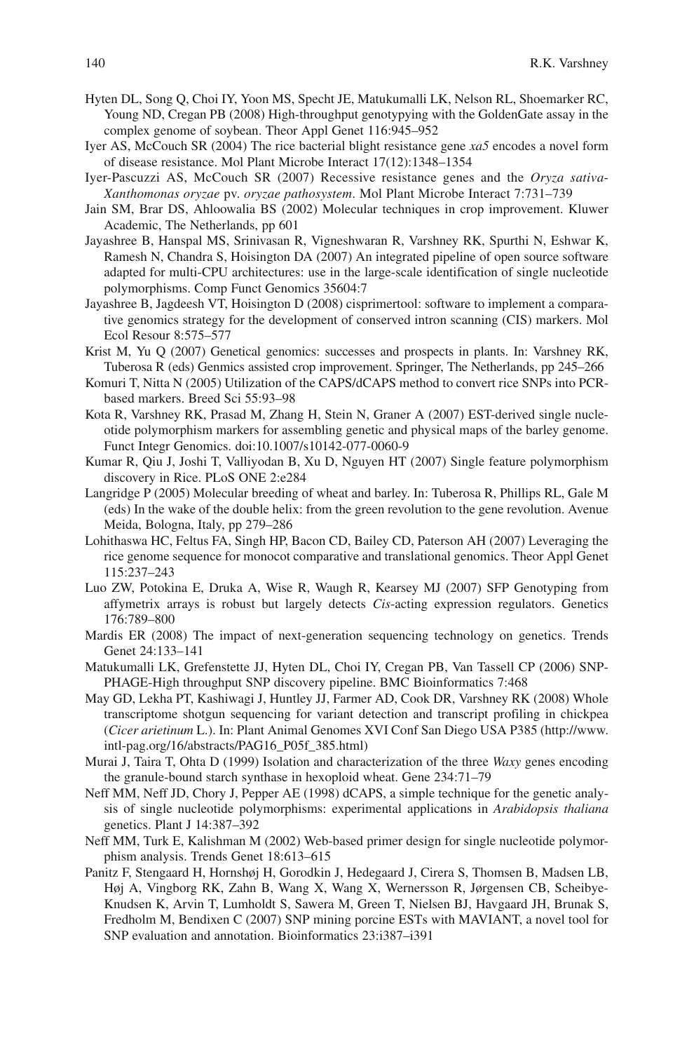Hyten DL, Song Q, Choi IY, Yoon MS, Specht JE, Matukumalli LK, Nelson RL, Shoemarker RC, Young ND, Cregan PB (2008) High-throughput genotypying with the GoldenGate assay in the complex genome of soybean. Theor Appl Genet 116:945–952

Iyer AS, McCouch SR (2004) The rice bacterial blight resistance gene *xa5* encodes a novel form of disease resistance. Mol Plant Microbe Interact 17(12):1348–1354

Iyer-Pascuzzi AS, McCouch SR (2007) Recessive resistance genes and the *Oryza sativa-Xanthomonas oryzae* pv. *oryzae pathosystem*. Mol Plant Microbe Interact 7:731–739

Jain SM, Brar DS, Ahloowalia BS (2002) Molecular techniques in crop improvement. Kluwer Academic, The Netherlands, pp 601

Jayashree B, Hanspal MS, Srinivasan R, Vigneshwaran R, Varshney RK, Spurthi N, Eshwar K, Ramesh N, Chandra S, Hoisington DA (2007) An integrated pipeline of open source software adapted for multi-CPU architectures: use in the large-scale identification of single nucleotide polymorphisms. Comp Funct Genomics 35604:7

Jayashree B, Jagdeesh VT, Hoisington D (2008) cisprimertool: software to implement a comparative genomics strategy for the development of conserved intron scanning (CIS) markers. Mol Ecol Resour 8:575–577

Krist M, Yu Q (2007) Genetical genomics: successes and prospects in plants. In: Varshney RK, Tuberosa R (eds) Genmics assisted crop improvement. Springer, The Netherlands, pp 245–266

Komuri T, Nitta N (2005) Utilization of the CAPS/dCAPS method to convert rice SNPs into PCR-based markers. Breed Sci 55:93–98

Kota R, Varshney RK, Prasad M, Zhang H, Stein N, Graner A (2007) EST-derived single nucleotide polymorphism markers for assembling genetic and physical maps of the barley genome. Funct Integr Genomics. doi:10.1007/s10142-077-0060-9

Kumar R, Qiu J, Joshi T, Valliyodan B, Xu D, Nguyen HT (2007) Single feature polymorphism discovery in Rice. PLoS ONE 2:e284

Langridge P (2005) Molecular breeding of wheat and barley. In: Tuberosa R, Phillips RL, Gale M (eds) In the wake of the double helix: from the green revolution to the gene revolution. Avenue Meida, Bologna, Italy, pp 279–286

Lohithaswa HC, Feltus FA, Singh HP, Bacon CD, Bailey CD, Paterson AH (2007) Leveraging the rice genome sequence for monocot comparative and translational genomics. Theor Appl Genet 115:237–243

Luo ZW, Potokina E, Druka A, Wise R, Waugh R, Kearsey MJ (2007) SFP Genotyping from affymetrix arrays is robust but largely detects *Cis*-acting expression regulators. Genetics 176:789–800

Mardis ER (2008) The impact of next-generation sequencing technology on genetics. Trends Genet 24:133–141

Matukumalli LK, Grefenstette JJ, Hyten DL, Choi IY, Cregan PB, Van Tassell CP (2006) SNP-PHAGE-High throughput SNP discovery pipeline. BMC Bioinformatics 7:468

May GD, Lekha PT, Kashiwagi J, Huntley JJ, Farmer AD, Cook DR, Varshney RK (2008) Whole transcriptome shotgun sequencing for variant detection and transcript profiling in chickpea (*Cicer arietinum* L.). In: Plant Animal Genomes XVI Conf San Diego USA P385 (http://www.intl-pag.org/16/abstracts/PAG16_P05f_385.html)

Murai J, Taira T, Ohta D (1999) Isolation and characterization of the three *Waxy* genes encoding the granule-bound starch synthase in hexoploid wheat. Gene 234:71–79

Neff MM, Neff JD, Chory J, Pepper AE (1998) dCAPS, a simple technique for the genetic analysis of single nucleotide polymorphisms: experimental applications in *Arabidopsis thaliana* genetics. Plant J 14:387–392

Neff MM, Turk E, Kalishman M (2002) Web-based primer design for single nucleotide polymorphism analysis. Trends Genet 18:613–615

Panitz F, Stengaard H, Hornshøj H, Gorodkin J, Hedegaard J, Cirera S, Thomsen B, Madsen LB, Høj A, Vingborg RK, Zahn B, Wang X, Wang X, Wernersson R, Jørgensen CB, Scheibye-Knudsen K, Arvin T, Lumholdt S, Sawera M, Green T, Nielsen BJ, Havgaard JH, Brunak S, Fredholm M, Bendixen C (2007) SNP mining porcine ESTs with MAVIANT, a novel tool for SNP evaluation and annotation. Bioinformatics 23:i387–i391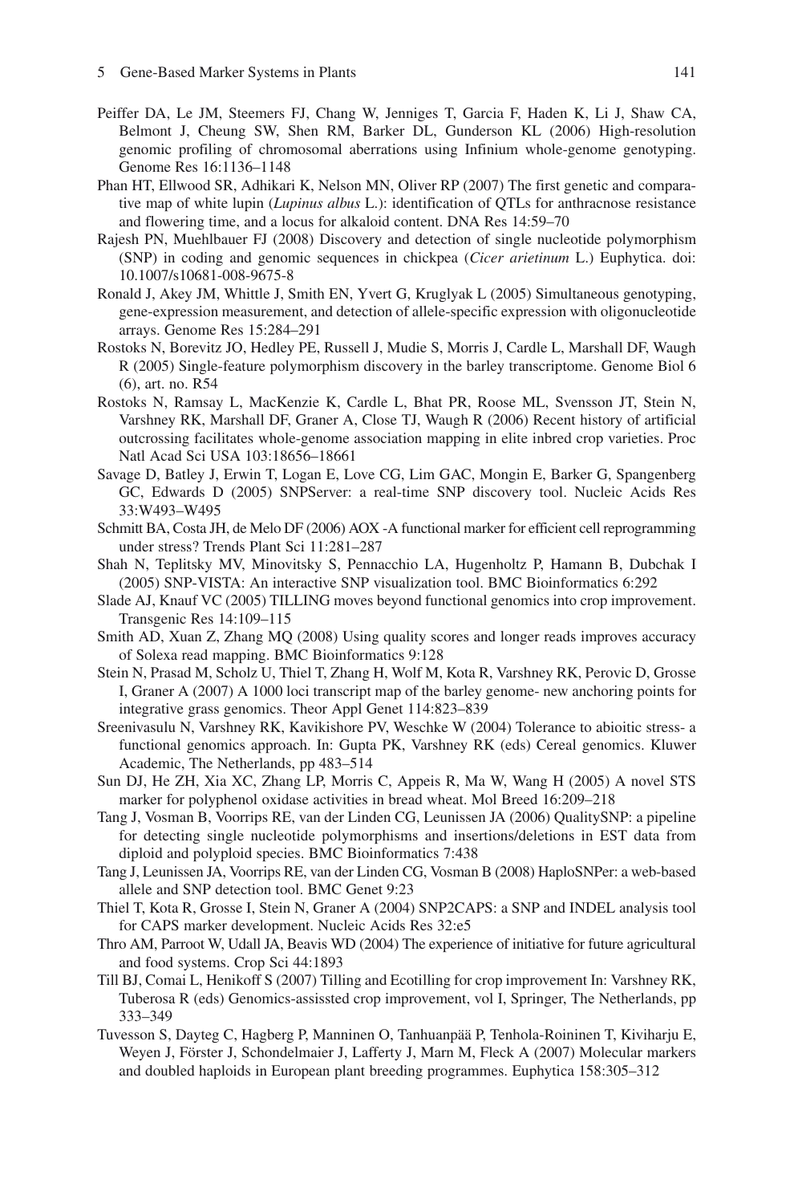Peiffer DA, Le JM, Steemers FJ, Chang W, Jenniges T, Garcia F, Haden K, Li J, Shaw CA, Belmont J, Cheung SW, Shen RM, Barker DL, Gunderson KL (2006) High-resolution genomic profiling of chromosomal aberrations using Infinium whole-genome genotyping. Genome Res 16:1136–1148

Phan HT, Ellwood SR, Adhikari K, Nelson MN, Oliver RP (2007) The first genetic and comparative map of white lupin (*Lupinus albus* L.): identification of QTLs for anthracnose resistance and flowering time, and a locus for alkaloid content. DNA Res 14:59–70

Rajesh PN, Muehlbauer FJ (2008) Discovery and detection of single nucleotide polymorphism (SNP) in coding and genomic sequences in chickpea (*Cicer arietinum* L.) Euphytica. doi: 10.1007/s10681-008-9675-8

Ronald J, Akey JM, Whittle J, Smith EN, Yvert G, Kruglyak L (2005) Simultaneous genotyping, gene-expression measurement, and detection of allele-specific expression with oligonucleotide arrays. Genome Res 15:284–291

Rostoks N, Borevitz JO, Hedley PE, Russell J, Mudie S, Morris J, Cardle L, Marshall DF, Waugh R (2005) Single-feature polymorphism discovery in the barley transcriptome. Genome Biol 6 (6), art. no. R54

Rostoks N, Ramsay L, MacKenzie K, Cardle L, Bhat PR, Roose ML, Svensson JT, Stein N, Varshney RK, Marshall DF, Graner A, Close TJ, Waugh R (2006) Recent history of artificial outcrossing facilitates whole-genome association mapping in elite inbred crop varieties. Proc Natl Acad Sci USA 103:18656–18661

Savage D, Batley J, Erwin T, Logan E, Love CG, Lim GAC, Mongin E, Barker G, Spangenberg GC, Edwards D (2005) SNPServer: a real-time SNP discovery tool. Nucleic Acids Res 33:W493–W495

Schmitt BA, Costa JH, de Melo DF (2006) AOX -A functional marker for efficient cell reprogramming under stress? Trends Plant Sci 11:281–287

Shah N, Teplitsky MV, Minovitsky S, Pennacchio LA, Hugenholtz P, Hamann B, Dubchak I (2005) SNP-VISTA: An interactive SNP visualization tool. BMC Bioinformatics 6:292

Slade AJ, Knauf VC (2005) TILLING moves beyond functional genomics into crop improvement. Transgenic Res 14:109–115

Smith AD, Xuan Z, Zhang MQ (2008) Using quality scores and longer reads improves accuracy of Solexa read mapping. BMC Bioinformatics 9:128

Stein N, Prasad M, Scholz U, Thiel T, Zhang H, Wolf M, Kota R, Varshney RK, Perovic D, Grosse I, Graner A (2007) A 1000 loci transcript map of the barley genome- new anchoring points for integrative grass genomics. Theor Appl Genet 114:823–839

Sreenivasulu N, Varshney RK, Kavikishore PV, Weschke W (2004) Tolerance to abioitic stress- a functional genomics approach. In: Gupta PK, Varshney RK (eds) Cereal genomics. Kluwer Academic, The Netherlands, pp 483–514

Sun DJ, He ZH, Xia XC, Zhang LP, Morris C, Appeis R, Ma W, Wang H (2005) A novel STS marker for polyphenol oxidase activities in bread wheat. Mol Breed 16:209–218

Tang J, Vosman B, Voorrips RE, van der Linden CG, Leunissen JA (2006) QualitySNP: a pipeline for detecting single nucleotide polymorphisms and insertions/deletions in EST data from diploid and polyploid species. BMC Bioinformatics 7:438

Tang J, Leunissen JA, Voorrips RE, van der Linden CG, Vosman B (2008) HaploSNPer: a web-based allele and SNP detection tool. BMC Genet 9:23

Thiel T, Kota R, Grosse I, Stein N, Graner A (2004) SNP2CAPS: a SNP and INDEL analysis tool for CAPS marker development. Nucleic Acids Res 32:e5

Thro AM, Parroot W, Udall JA, Beavis WD (2004) The experience of initiative for future agricultural and food systems. Crop Sci 44:1893

Till BJ, Comai L, Henikoff S (2007) Tilling and Ecotilling for crop improvement In: Varshney RK, Tuberosa R (eds) Genomics-assissted crop improvement, vol I, Springer, The Netherlands, pp 333–349

Tuvesson S, Dayteg C, Hagberg P, Manninen O, Tanhuanpää P, Tenhola-Roininen T, Kiviharju E, Weyen J, Förster J, Schondelmaier J, Lafferty J, Marn M, Fleck A (2007) Molecular markers and doubled haploids in European plant breeding programmes. Euphytica 158:305–312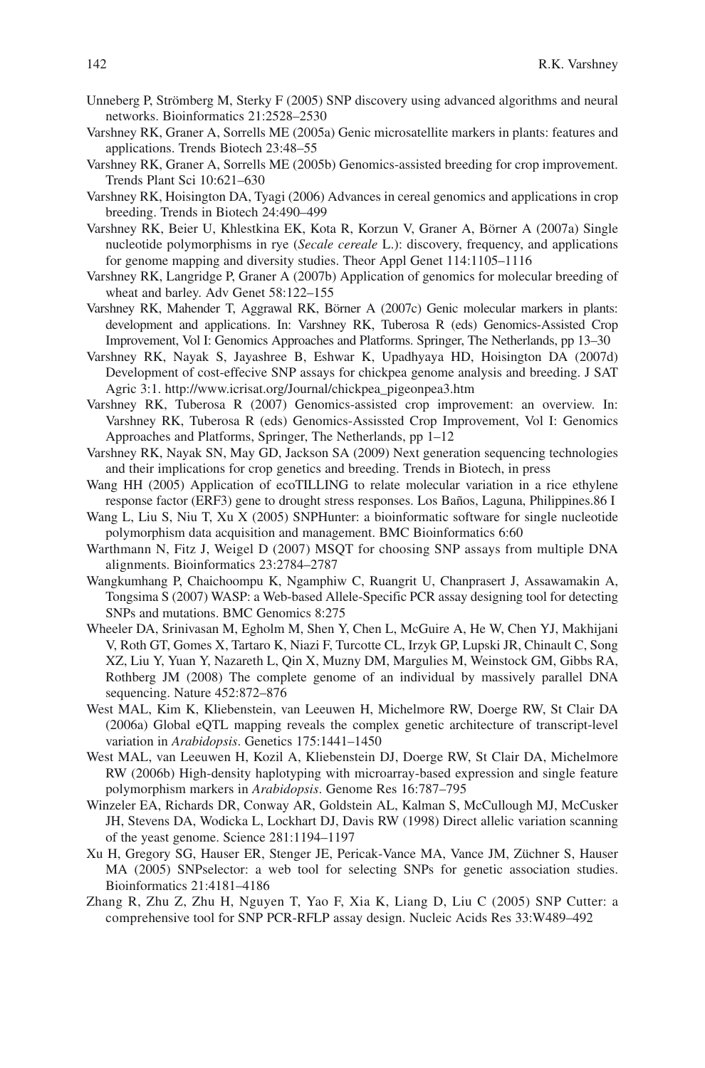Unneberg P, Strömberg M, Sterky F (2005) SNP discovery using advanced algorithms and neural networks. Bioinformatics 21:2528–2530

Varshney RK, Graner A, Sorrells ME (2005a) Genic microsatellite markers in plants: features and applications. Trends Biotech 23:48–55

Varshney RK, Graner A, Sorrells ME (2005b) Genomics-assisted breeding for crop improvement. Trends Plant Sci 10:621–630

Varshney RK, Hoisington DA, Tyagi (2006) Advances in cereal genomics and applications in crop breeding. Trends in Biotech 24:490–499

Varshney RK, Beier U, Khlestkina EK, Kota R, Korzun V, Graner A, Börner A (2007a) Single nucleotide polymorphisms in rye (*Secale cereale* L.): discovery, frequency, and applications for genome mapping and diversity studies. Theor Appl Genet 114:1105–1116

Varshney RK, Langridge P, Graner A (2007b) Application of genomics for molecular breeding of wheat and barley. Adv Genet 58:122–155

Varshney RK, Mahender T, Aggrawal RK, Börner A (2007c) Genic molecular markers in plants: development and applications. In: Varshney RK, Tuberosa R (eds) Genomics-Assisted Crop Improvement, Vol I: Genomics Approaches and Platforms. Springer, The Netherlands, pp 13–30

Varshney RK, Nayak S, Jayashree B, Eshwar K, Upadhyaya HD, Hoisington DA (2007d) Development of cost-effecive SNP assays for chickpea genome analysis and breeding. J SAT Agric 3:1. http://www.icrisat.org/Journal/chickpea_pigeonpea3.htm

Varshney RK, Tuberosa R (2007) Genomics-assisted crop improvement: an overview. In: Varshney RK, Tuberosa R (eds) Genomics-Assissted Crop Improvement, Vol I: Genomics Approaches and Platforms, Springer, The Netherlands, pp 1–12

Varshney RK, Nayak SN, May GD, Jackson SA (2009) Next generation sequencing technologies and their implications for crop genetics and breeding. Trends in Biotech, in press

Wang HH (2005) Application of ecoTILLING to relate molecular variation in a rice ethylene response factor (ERF3) gene to drought stress responses. Los Baños, Laguna, Philippines.86 I

Wang L, Liu S, Niu T, Xu X (2005) SNPHunter: a bioinformatic software for single nucleotide polymorphism data acquisition and management. BMC Bioinformatics 6:60

Warthmann N, Fitz J, Weigel D (2007) MSQT for choosing SNP assays from multiple DNA alignments. Bioinformatics 23:2784–2787

Wangkumhang P, Chaichoompu K, Ngamphiw C, Ruangrit U, Chanprasert J, Assawamakin A, Tongsima S (2007) WASP: a Web-based Allele-Specific PCR assay designing tool for detecting SNPs and mutations. BMC Genomics 8:275

Wheeler DA, Srinivasan M, Egholm M, Shen Y, Chen L, McGuire A, He W, Chen YJ, Makhijani V, Roth GT, Gomes X, Tartaro K, Niazi F, Turcotte CL, Irzyk GP, Lupski JR, Chinault C, Song XZ, Liu Y, Yuan Y, Nazareth L, Qin X, Muzny DM, Margulies M, Weinstock GM, Gibbs RA, Rothberg JM (2008) The complete genome of an individual by massively parallel DNA sequencing. Nature 452:872–876

West MAL, Kim K, Kliebenstein, van Leeuwen H, Michelmore RW, Doerge RW, St Clair DA (2006a) Global eQTL mapping reveals the complex genetic architecture of transcript-level variation in *Arabidopsis*. Genetics 175:1441–1450

West MAL, van Leeuwen H, Kozil A, Kliebenstein DJ, Doerge RW, St Clair DA, Michelmore RW (2006b) High-density haplotyping with microarray-based expression and single feature polymorphism markers in *Arabidopsis*. Genome Res 16:787–795

Winzeler EA, Richards DR, Conway AR, Goldstein AL, Kalman S, McCullough MJ, McCusker JH, Stevens DA, Wodicka L, Lockhart DJ, Davis RW (1998) Direct allelic variation scanning of the yeast genome. Science 281:1194–1197

Xu H, Gregory SG, Hauser ER, Stenger JE, Pericak-Vance MA, Vance JM, Züchner S, Hauser MA (2005) SNPselector: a web tool for selecting SNPs for genetic association studies. Bioinformatics 21:4181–4186

Zhang R, Zhu Z, Zhu H, Nguyen T, Yao F, Xia K, Liang D, Liu C (2005) SNP Cutter: a comprehensive tool for SNP PCR-RFLP assay design. Nucleic Acids Res 33:W489–492